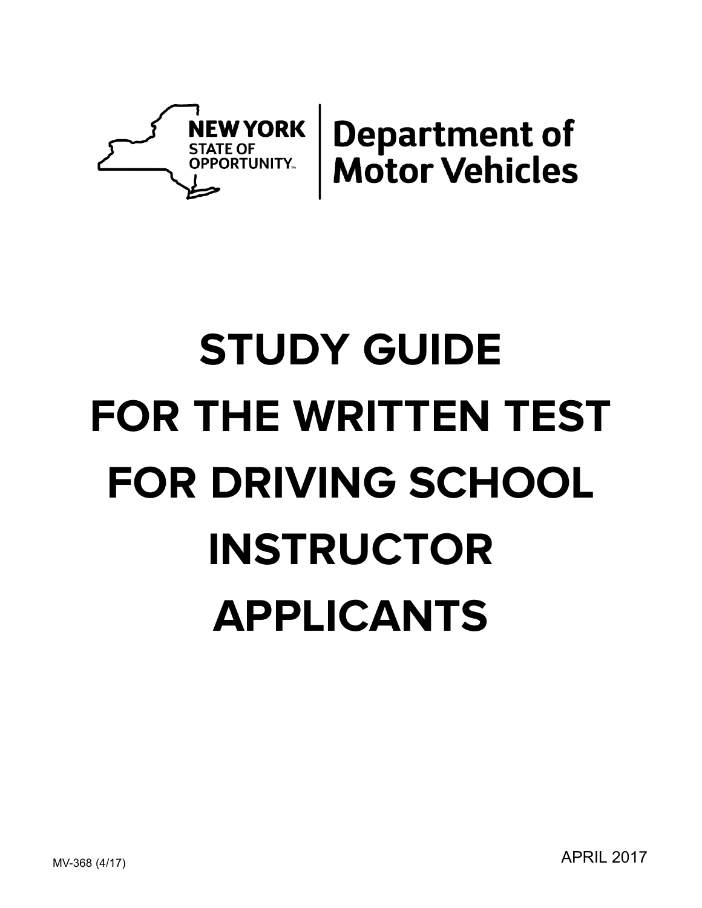NEW YORK STATE OF OPPORTUNITY. | Department of Motor Vehicles

# STUDY GUIDE FOR THE WRITTEN TEST FOR DRIVING SCHOOL INSTRUCTOR APPLICANTS

MV-368 (4/17)

APRIL 2017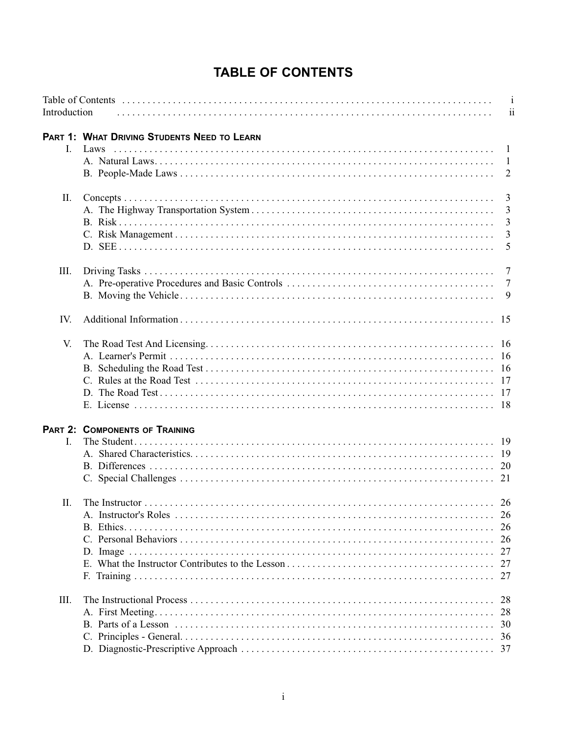# TABLE OF CONTENTS

| | | |
|---|---|---|
| Table of Contents | | i |
| Introduction | | ii |
| **PART 1: WHAT DRIVING STUDENTS NEED TO LEARN** | | |
| I. | Laws | 1 |
| | A. Natural Laws | 1 |
| | B. People-Made Laws | 2 |
| II. | Concepts | 3 |
| | A. The Highway Transportation System | 3 |
| | B. Risk | 3 |
| | C. Risk Management | 3 |
| | D. SEE | 5 |
| III. | Driving Tasks | 7 |
| | A. Pre-operative Procedures and Basic Controls | 7 |
| | B. Moving the Vehicle | 9 |
| IV. | Additional Information | 15 |
| V. | The Road Test And Licensing | 16 |
| | A. Learner's Permit | 16 |
| | B. Scheduling the Road Test | 16 |
| | C. Rules at the Road Test | 17 |
| | D. The Road Test | 17 |
| | E. License | 18 |
| **PART 2: COMPONENTS OF TRAINING** | | |
| I. | The Student | 19 |
| | A. Shared Characteristics | 19 |
| | B. Differences | 20 |
| | C. Special Challenges | 21 |
| II. | The Instructor | 26 |
| | A. Instructor's Roles | 26 |
| | B. Ethics | 26 |
| | C. Personal Behaviors | 26 |
| | D. Image | 27 |
| | E. What the Instructor Contributes to the Lesson | 27 |
| | F. Training | 27 |
| III. | The Instructional Process | 28 |
| | A. First Meeting | 28 |
| | B. Parts of a Lesson | 30 |
| | C. Principles - General | 36 |
| | D. Diagnostic-Prescriptive Approach | 37 |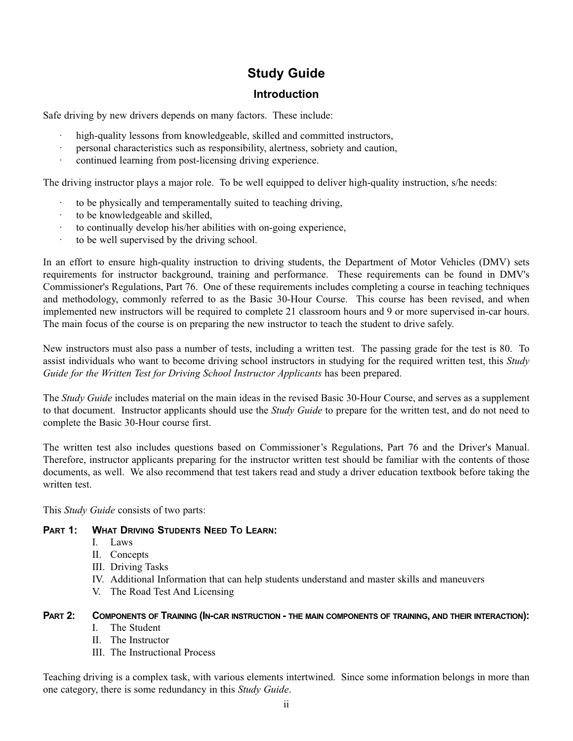# Study Guide

## Introduction

Safe driving by new drivers depends on many factors. These include:

- high-quality lessons from knowledgeable, skilled and committed instructors,
- personal characteristics such as responsibility, alertness, sobriety and caution,
- continued learning from post-licensing driving experience.

The driving instructor plays a major role. To be well equipped to deliver high-quality instruction, s/he needs:

- to be physically and temperamentally suited to teaching driving,
- to be knowledgeable and skilled,
- to continually develop his/her abilities with on-going experience,
- to be well supervised by the driving school.

In an effort to ensure high-quality instruction to driving students, the Department of Motor Vehicles (DMV) sets requirements for instructor background, training and performance. These requirements can be found in DMV's Commissioner's Regulations, Part 76. One of these requirements includes completing a course in teaching techniques and methodology, commonly referred to as the Basic 30-Hour Course. This course has been revised, and when implemented new instructors will be required to complete 21 classroom hours and 9 or more supervised in-car hours. The main focus of the course is on preparing the new instructor to teach the student to drive safely.

New instructors must also pass a number of tests, including a written test. The passing grade for the test is 80. To assist individuals who want to become driving school instructors in studying for the required written test, this *Study Guide for the Written Test for Driving School Instructor Applicants* has been prepared.

The *Study Guide* includes material on the main ideas in the revised Basic 30-Hour Course, and serves as a supplement to that document. Instructor applicants should use the *Study Guide* to prepare for the written test, and do not need to complete the Basic 30-Hour course first.

The written test also includes questions based on Commissioner's Regulations, Part 76 and the Driver's Manual. Therefore, instructor applicants preparing for the instructor written test should be familiar with the contents of those documents, as well. We also recommend that test takers read and study a driver education textbook before taking the written test.

This *Study Guide* consists of two parts:

**PART 1: WHAT DRIVING STUDENTS NEED TO LEARN:**

I. Laws
II. Concepts
III. Driving Tasks
IV. Additional Information that can help students understand and master skills and maneuvers
V. The Road Test And Licensing

**PART 2: COMPONENTS OF TRAINING (IN-CAR INSTRUCTION - THE MAIN COMPONENTS OF TRAINING, AND THEIR INTERACTION):**

I. The Student
II. The Instructor
III. The Instructional Process

Teaching driving is a complex task, with various elements intertwined. Since some information belongs in more than one category, there is some redundancy in this *Study Guide*.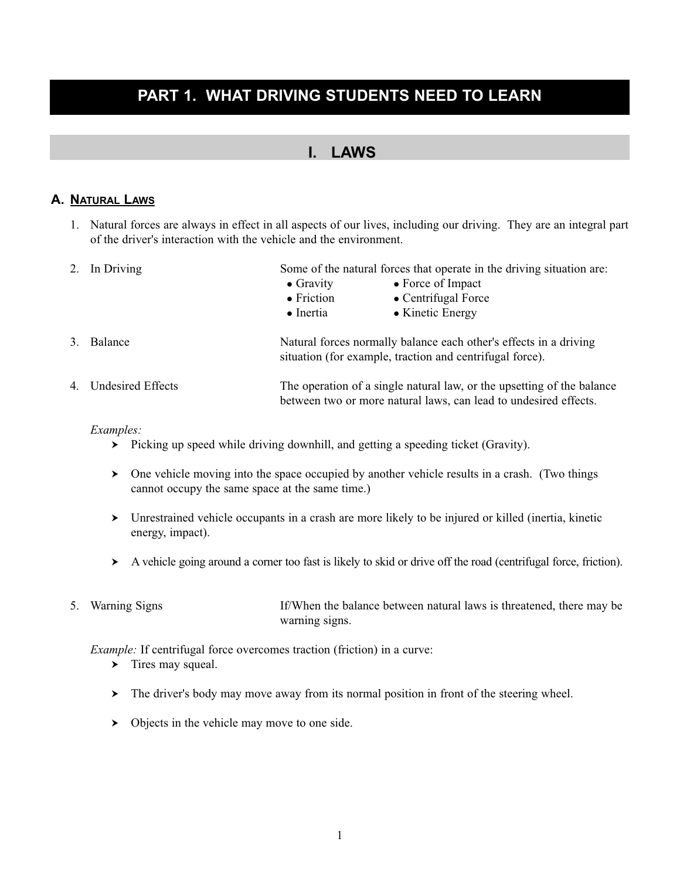# PART 1. WHAT DRIVING STUDENTS NEED TO LEARN

## I. LAWS

### A. Natural Laws

1. Natural forces are always in effect in all aspects of our lives, including our driving. They are an integral part of the driver's interaction with the vehicle and the environment.

2. In Driving — Some of the natural forces that operate in the driving situation are:
   - Gravity
   - Friction
   - Inertia
   - Force of Impact
   - Centrifugal Force
   - Kinetic Energy

3. Balance — Natural forces normally balance each other's effects in a driving situation (for example, traction and centrifugal force).

4. Undesired Effects — The operation of a single natural law, or the upsetting of the balance between two or more natural laws, can lead to undesired effects.

   *Examples:*
   - Picking up speed while driving downhill, and getting a speeding ticket (Gravity).
   - One vehicle moving into the space occupied by another vehicle results in a crash. (Two things cannot occupy the same space at the same time.)
   - Unrestrained vehicle occupants in a crash are more likely to be injured or killed (inertia, kinetic energy, impact).
   - A vehicle going around a corner too fast is likely to skid or drive off the road (centrifugal force, friction).

5. Warning Signs — If/When the balance between natural laws is threatened, there may be warning signs.

   *Example:* If centrifugal force overcomes traction (friction) in a curve:
   - Tires may squeal.
   - The driver's body may move away from its normal position in front of the steering wheel.
   - Objects in the vehicle may move to one side.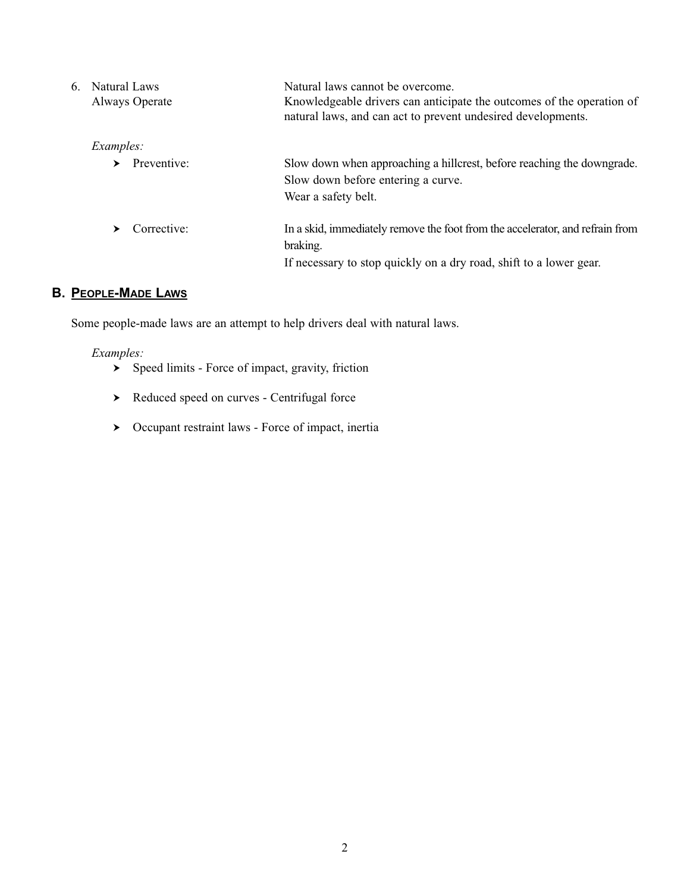6. Natural Laws Always Operate

   Natural laws cannot be overcome.
   Knowledgeable drivers can anticipate the outcomes of the operation of natural laws, and can act to prevent undesired developments.

   *Examples:*

   - Preventive:
     Slow down when approaching a hillcrest, before reaching the downgrade.
     Slow down before entering a curve.
     Wear a safety belt.

   - Corrective:
     In a skid, immediately remove the foot from the accelerator, and refrain from braking.
     If necessary to stop quickly on a dry road, shift to a lower gear.

## B. People-Made Laws

Some people-made laws are an attempt to help drivers deal with natural laws.

*Examples:*

- Speed limits - Force of impact, gravity, friction
- Reduced speed on curves - Centrifugal force
- Occupant restraint laws - Force of impact, inertia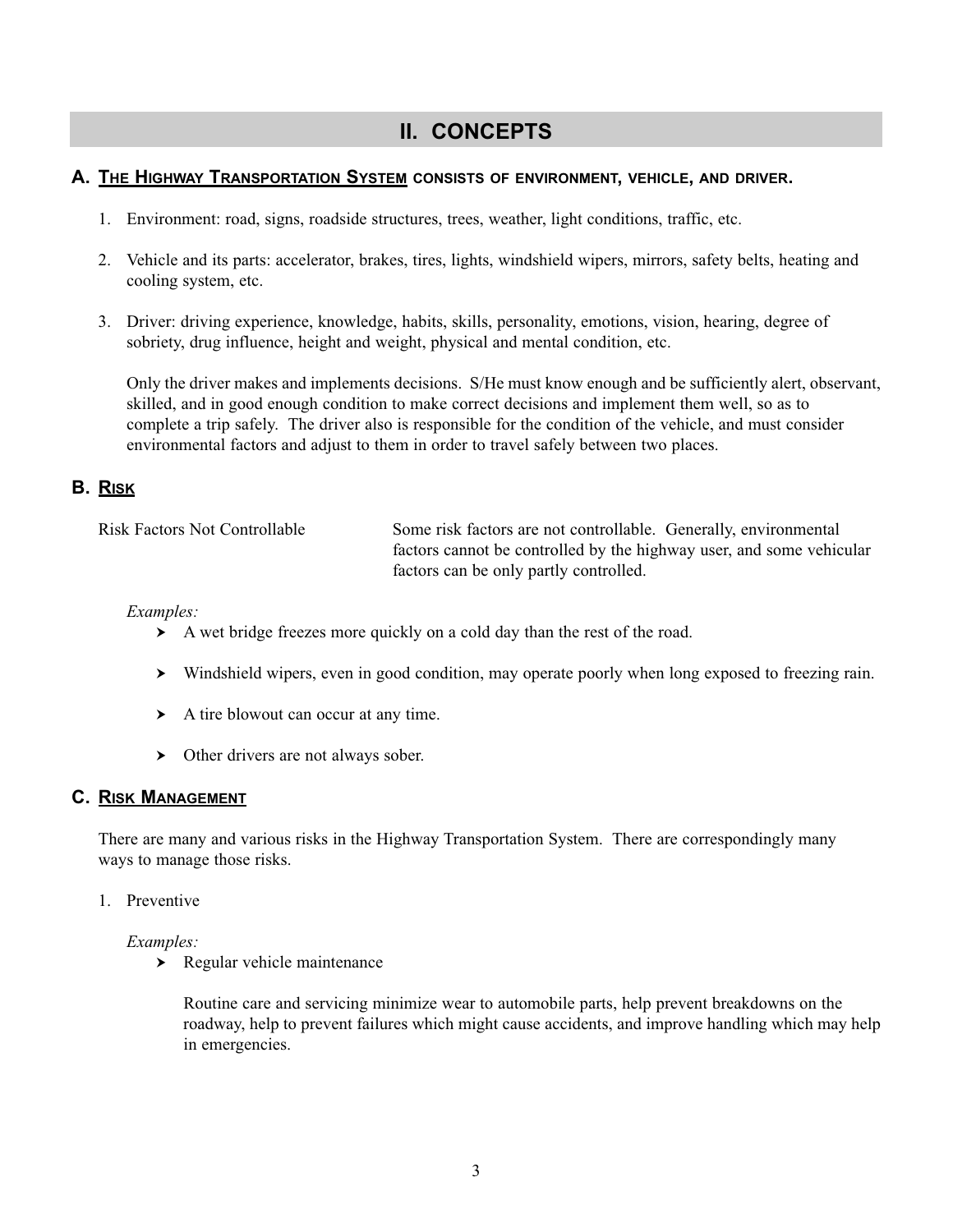## II. CONCEPTS

### A. THE HIGHWAY TRANSPORTATION SYSTEM CONSISTS OF ENVIRONMENT, VEHICLE, AND DRIVER.

1. Environment: road, signs, roadside structures, trees, weather, light conditions, traffic, etc.

2. Vehicle and its parts: accelerator, brakes, tires, lights, windshield wipers, mirrors, safety belts, heating and cooling system, etc.

3. Driver: driving experience, knowledge, habits, skills, personality, emotions, vision, hearing, degree of sobriety, drug influence, height and weight, physical and mental condition, etc.

   Only the driver makes and implements decisions. S/He must know enough and be sufficiently alert, observant, skilled, and in good enough condition to make correct decisions and implement them well, so as to complete a trip safely. The driver also is responsible for the condition of the vehicle, and must consider environmental factors and adjust to them in order to travel safely between two places.

### B. RISK

Risk Factors Not Controllable — Some risk factors are not controllable. Generally, environmental factors cannot be controlled by the highway user, and some vehicular factors can be only partly controlled.

*Examples:*

- A wet bridge freezes more quickly on a cold day than the rest of the road.
- Windshield wipers, even in good condition, may operate poorly when long exposed to freezing rain.
- A tire blowout can occur at any time.
- Other drivers are not always sober.

### C. RISK MANAGEMENT

There are many and various risks in the Highway Transportation System. There are correspondingly many ways to manage those risks.

1. Preventive

   *Examples:*

   - Regular vehicle maintenance

     Routine care and servicing minimize wear to automobile parts, help prevent breakdowns on the roadway, help to prevent failures which might cause accidents, and improve handling which may help in emergencies.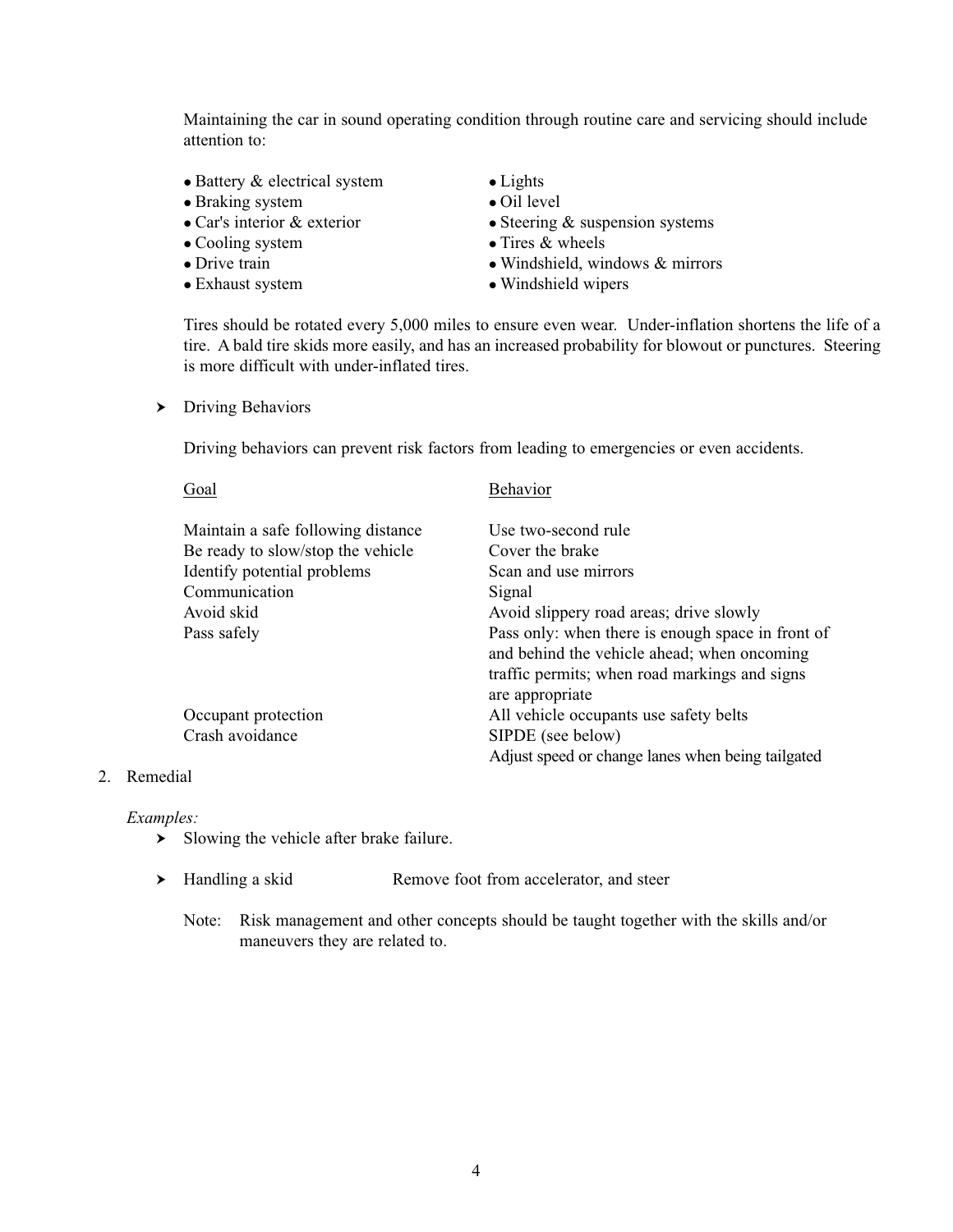Maintaining the car in sound operating condition through routine care and servicing should include attention to:

- Battery & electrical system
- Braking system
- Car's interior & exterior
- Cooling system
- Drive train
- Exhaust system
- Lights
- Oil level
- Steering & suspension systems
- Tires & wheels
- Windshield, windows & mirrors
- Windshield wipers

Tires should be rotated every 5,000 miles to ensure even wear. Under-inflation shortens the life of a tire. A bald tire skids more easily, and has an increased probability for blowout or punctures. Steering is more difficult with under-inflated tires.

- Driving Behaviors

  Driving behaviors can prevent risk factors from leading to emergencies or even accidents.

| Goal | Behavior |
|---|---|
| Maintain a safe following distance | Use two-second rule |
| Be ready to slow/stop the vehicle | Cover the brake |
| Identify potential problems | Scan and use mirrors |
| Communication | Signal |
| Avoid skid | Avoid slippery road areas; drive slowly |
| Pass safely | Pass only: when there is enough space in front of and behind the vehicle ahead; when oncoming traffic permits; when road markings and signs are appropriate |
| Occupant protection | All vehicle occupants use safety belts |
| Crash avoidance | SIPDE (see below) |
| | Adjust speed or change lanes when being tailgated |

2. Remedial

*Examples:*

- Slowing the vehicle after brake failure.
- Handling a skid — Remove foot from accelerator, and steer

Note: Risk management and other concepts should be taught together with the skills and/or maneuvers they are related to.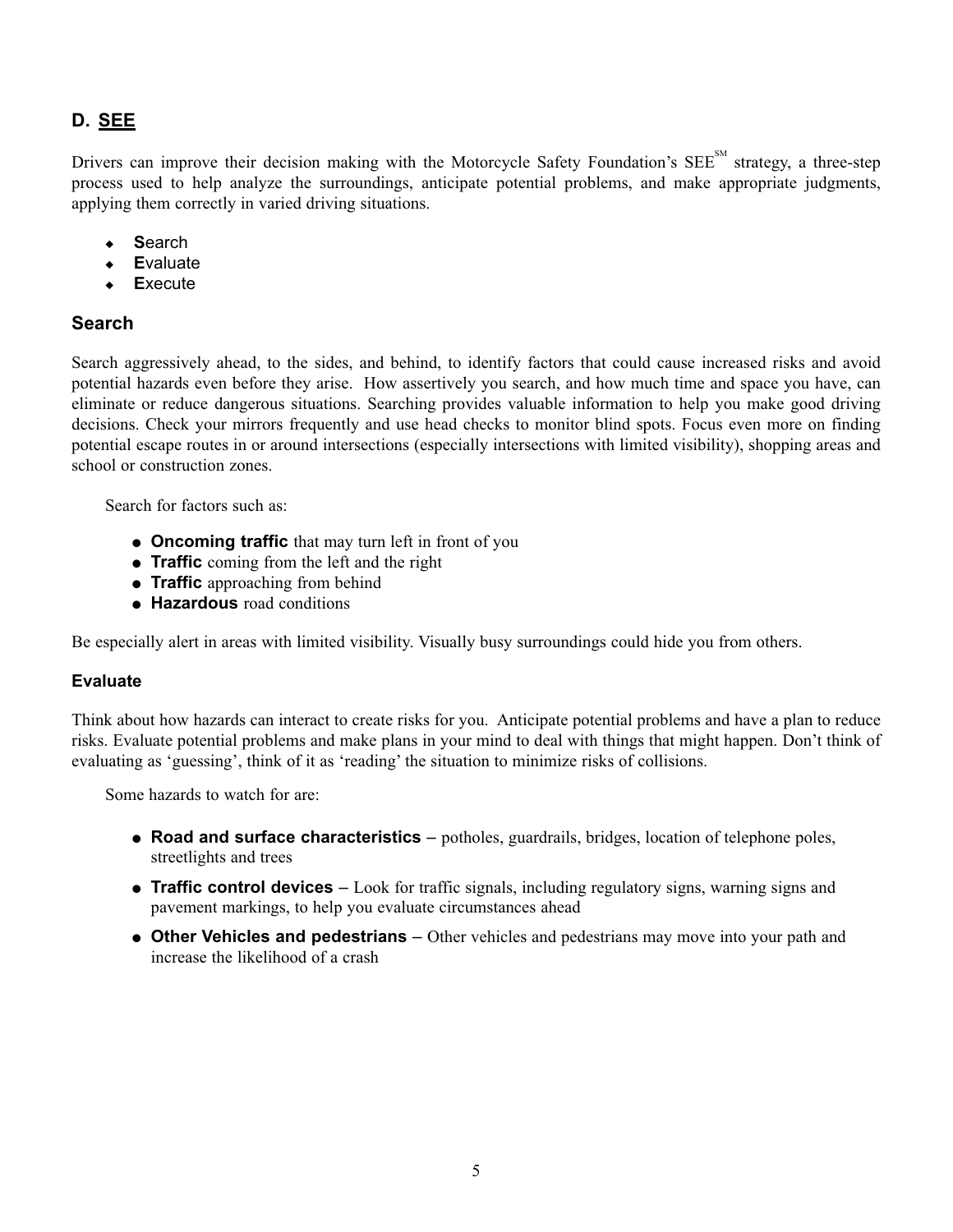## D. SEE

Drivers can improve their decision making with the Motorcycle Safety Foundation's SEE℠ strategy, a three-step process used to help analyze the surroundings, anticipate potential problems, and make appropriate judgments, applying them correctly in varied driving situations.

- **S**earch
- **E**valuate
- **E**xecute

### Search

Search aggressively ahead, to the sides, and behind, to identify factors that could cause increased risks and avoid potential hazards even before they arise. How assertively you search, and how much time and space you have, can eliminate or reduce dangerous situations. Searching provides valuable information to help you make good driving decisions. Check your mirrors frequently and use head checks to monitor blind spots. Focus even more on finding potential escape routes in or around intersections (especially intersections with limited visibility), shopping areas and school or construction zones.

Search for factors such as:

- **Oncoming traffic** that may turn left in front of you
- **Traffic** coming from the left and the right
- **Traffic** approaching from behind
- **Hazardous** road conditions

Be especially alert in areas with limited visibility. Visually busy surroundings could hide you from others.

#### Evaluate

Think about how hazards can interact to create risks for you. Anticipate potential problems and have a plan to reduce risks. Evaluate potential problems and make plans in your mind to deal with things that might happen. Don't think of evaluating as 'guessing', think of it as 'reading' the situation to minimize risks of collisions.

Some hazards to watch for are:

- **Road and surface characteristics** – potholes, guardrails, bridges, location of telephone poles, streetlights and trees
- **Traffic control devices** – Look for traffic signals, including regulatory signs, warning signs and pavement markings, to help you evaluate circumstances ahead
- **Other Vehicles and pedestrians** – Other vehicles and pedestrians may move into your path and increase the likelihood of a crash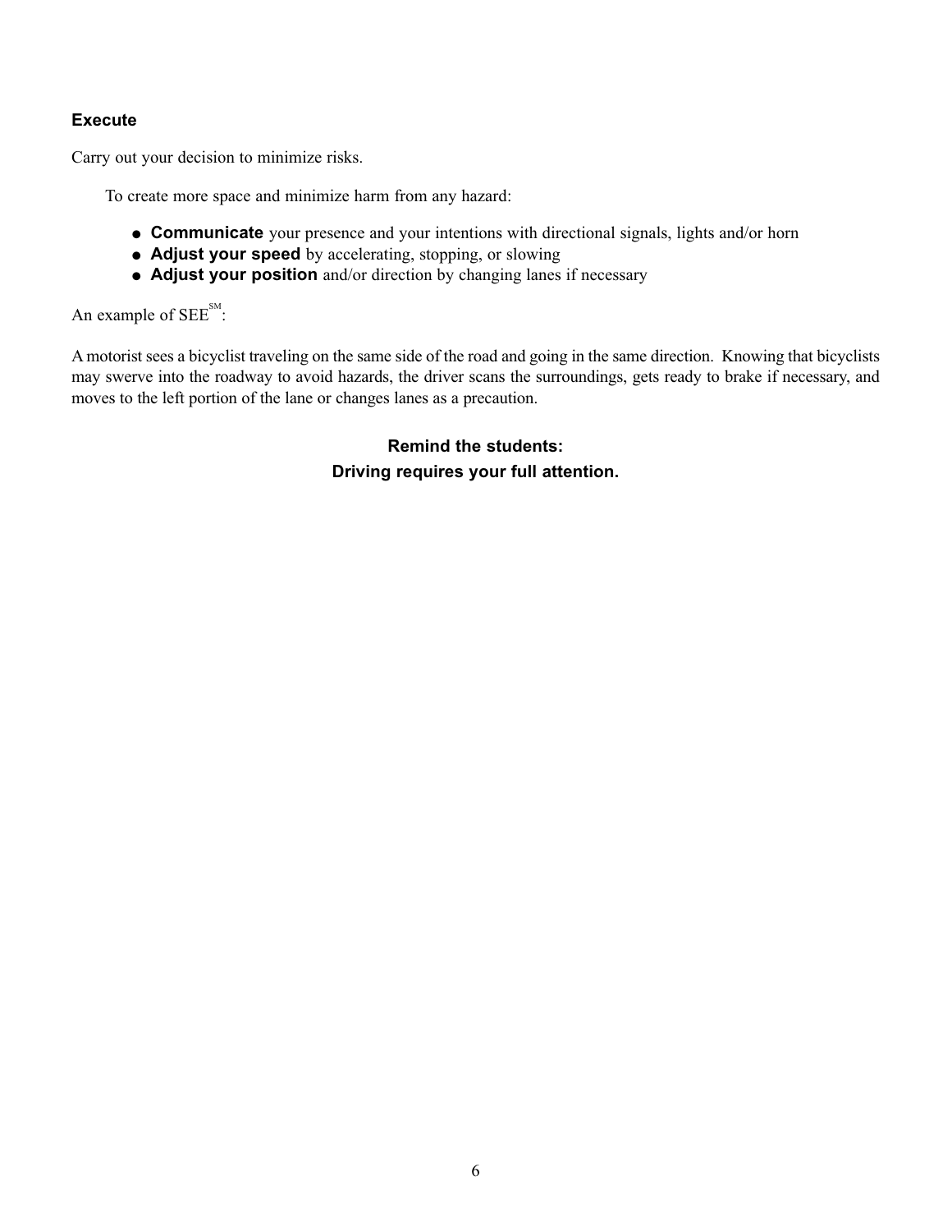### Execute

Carry out your decision to minimize risks.

To create more space and minimize harm from any hazard:

- **Communicate** your presence and your intentions with directional signals, lights and/or horn
- **Adjust your speed** by accelerating, stopping, or slowing
- **Adjust your position** and/or direction by changing lanes if necessary

An example of SEE℠:

A motorist sees a bicyclist traveling on the same side of the road and going in the same direction. Knowing that bicyclists may swerve into the roadway to avoid hazards, the driver scans the surroundings, gets ready to brake if necessary, and moves to the left portion of the lane or changes lanes as a precaution.

**Remind the students:**
**Driving requires your full attention.**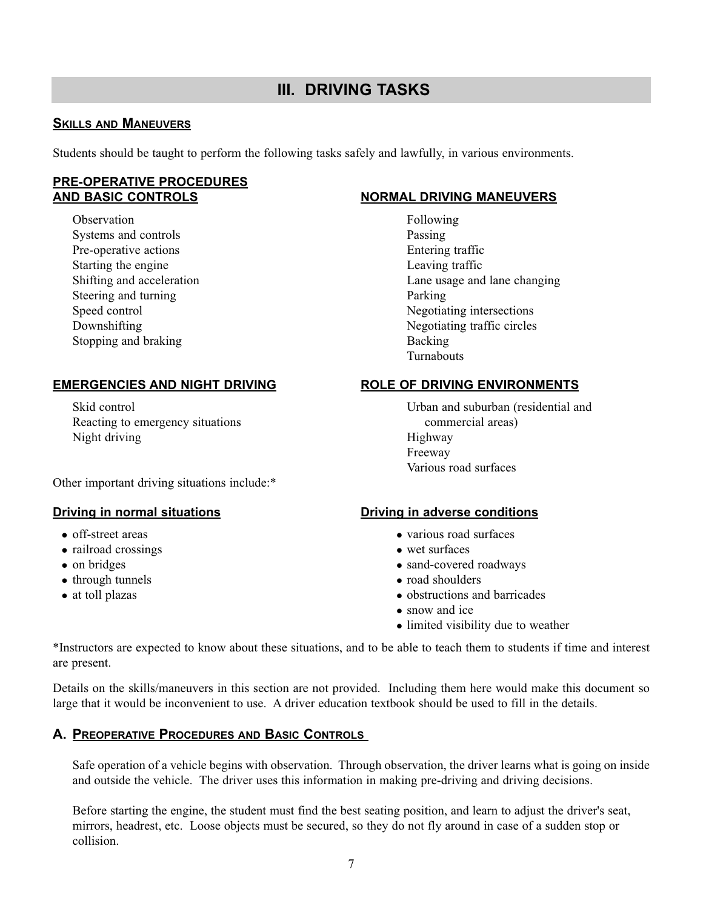# III. DRIVING TASKS

## Skills and Maneuvers

Students should be taught to perform the following tasks safely and lawfully, in various environments.

### PRE-OPERATIVE PROCEDURES AND BASIC CONTROLS

- Observation
- Systems and controls
- Pre-operative actions
- Starting the engine
- Shifting and acceleration
- Steering and turning
- Speed control
- Downshifting
- Stopping and braking

### NORMAL DRIVING MANEUVERS

- Following
- Passing
- Entering traffic
- Leaving traffic
- Lane usage and lane changing
- Parking
- Negotiating intersections
- Negotiating traffic circles
- Backing
- Turnabouts

### EMERGENCIES AND NIGHT DRIVING

- Skid control
- Reacting to emergency situations
- Night driving

### ROLE OF DRIVING ENVIRONMENTS

- Urban and suburban (residential and commercial areas)
- Highway
- Freeway
- Various road surfaces

Other important driving situations include:*

### Driving in normal situations

- off-street areas
- railroad crossings
- on bridges
- through tunnels
- at toll plazas

### Driving in adverse conditions

- various road surfaces
- wet surfaces
- sand-covered roadways
- road shoulders
- obstructions and barricades
- snow and ice
- limited visibility due to weather

*Instructors are expected to know about these situations, and to be able to teach them to students if time and interest are present.

Details on the skills/maneuvers in this section are not provided. Including them here would make this document so large that it would be inconvenient to use. A driver education textbook should be used to fill in the details.

## A. Preoperative Procedures and Basic Controls

Safe operation of a vehicle begins with observation. Through observation, the driver learns what is going on inside and outside the vehicle. The driver uses this information in making pre-driving and driving decisions.

Before starting the engine, the student must find the best seating position, and learn to adjust the driver's seat, mirrors, headrest, etc. Loose objects must be secured, so they do not fly around in case of a sudden stop or collision.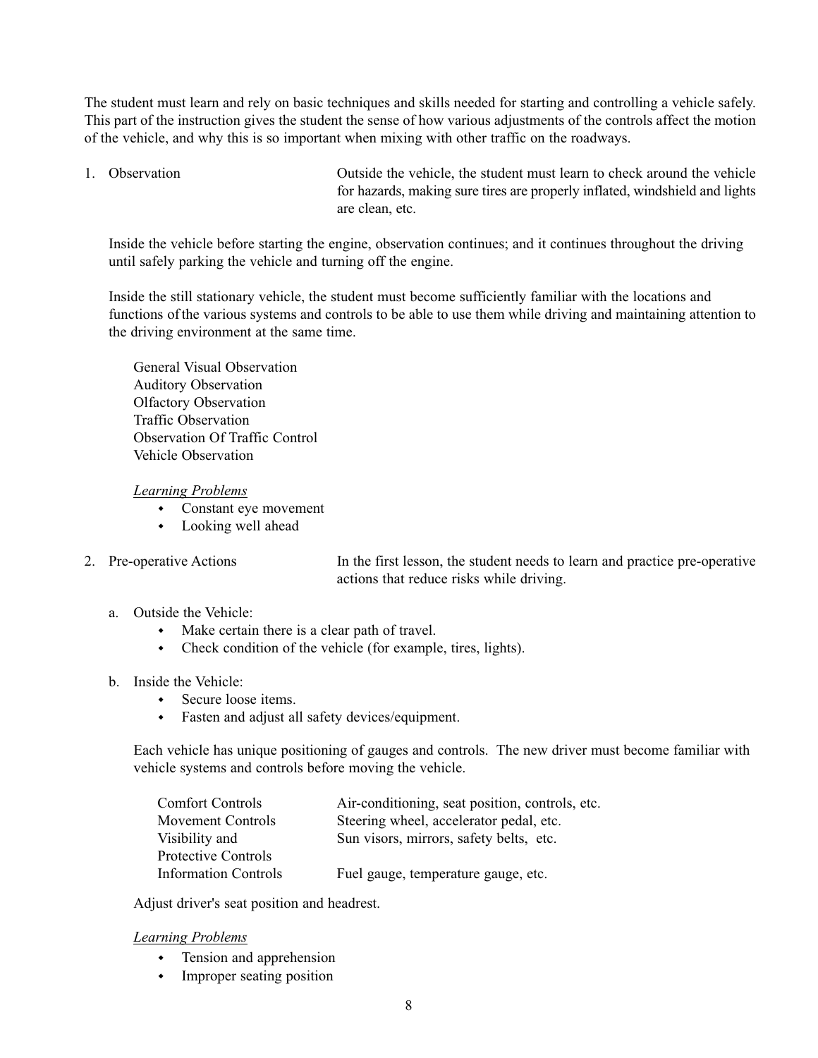The student must learn and rely on basic techniques and skills needed for starting and controlling a vehicle safely. This part of the instruction gives the student the sense of how various adjustments of the controls affect the motion of the vehicle, and why this is so important when mixing with other traffic on the roadways.

1. Observation — Outside the vehicle, the student must learn to check around the vehicle for hazards, making sure tires are properly inflated, windshield and lights are clean, etc.

   Inside the vehicle before starting the engine, observation continues; and it continues throughout the driving until safely parking the vehicle and turning off the engine.

   Inside the still stationary vehicle, the student must become sufficiently familiar with the locations and functions of the various systems and controls to be able to use them while driving and maintaining attention to the driving environment at the same time.

   General Visual Observation
   Auditory Observation
   Olfactory Observation
   Traffic Observation
   Observation Of Traffic Control
   Vehicle Observation

   *Learning Problems*
   - Constant eye movement
   - Looking well ahead

2. Pre-operative Actions — In the first lesson, the student needs to learn and practice pre-operative actions that reduce risks while driving.

   a. Outside the Vehicle:
      - Make certain there is a clear path of travel.
      - Check condition of the vehicle (for example, tires, lights).

   b. Inside the Vehicle:
      - Secure loose items.
      - Fasten and adjust all safety devices/equipment.

      Each vehicle has unique positioning of gauges and controls. The new driver must become familiar with vehicle systems and controls before moving the vehicle.

      | | |
      |---|---|
      | Comfort Controls | Air-conditioning, seat position, controls, etc. |
      | Movement Controls | Steering wheel, accelerator pedal, etc. |
      | Visibility and Protective Controls | Sun visors, mirrors, safety belts, etc. |
      | Information Controls | Fuel gauge, temperature gauge, etc. |

      Adjust driver's seat position and headrest.

      *Learning Problems*
      - Tension and apprehension
      - Improper seating position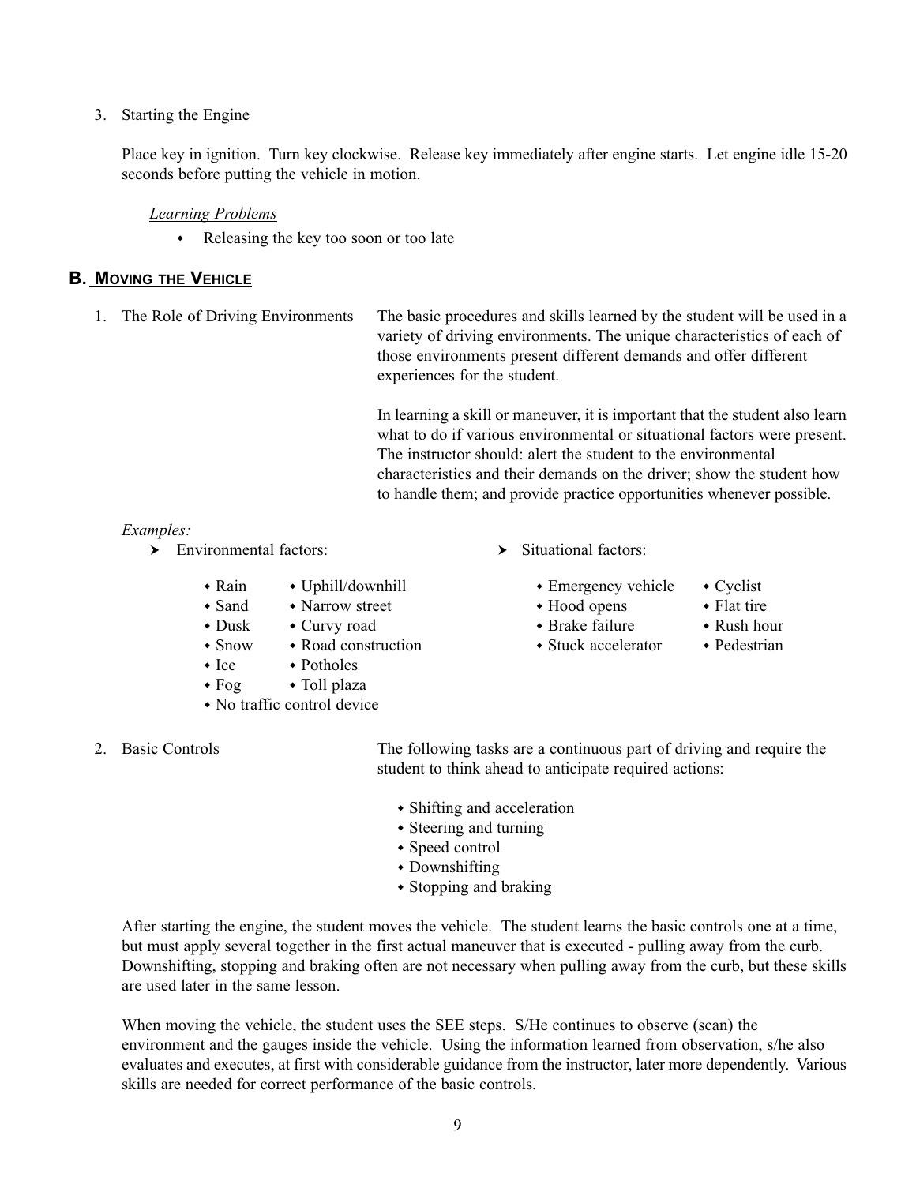3. Starting the Engine

   Place key in ignition. Turn key clockwise. Release key immediately after engine starts. Let engine idle 15-20 seconds before putting the vehicle in motion.

   *Learning Problems*

   - Releasing the key too soon or too late

## B. Moving the Vehicle

1. The Role of Driving Environments

   The basic procedures and skills learned by the student will be used in a variety of driving environments. The unique characteristics of each of those environments present different demands and offer different experiences for the student.

   In learning a skill or maneuver, it is important that the student also learn what to do if various environmental or situational factors were present. The instructor should: alert the student to the environmental characteristics and their demands on the driver; show the student how to handle them; and provide practice opportunities whenever possible.

   *Examples:*

   - Environmental factors:
     - Rain
     - Sand
     - Dusk
     - Snow
     - Ice
     - Fog
     - Uphill/downhill
     - Narrow street
     - Curvy road
     - Road construction
     - Potholes
     - Toll plaza
     - No traffic control device
   - Situational factors:
     - Emergency vehicle
     - Hood opens
     - Brake failure
     - Stuck accelerator
     - Cyclist
     - Flat tire
     - Rush hour
     - Pedestrian

2. Basic Controls

   The following tasks are a continuous part of driving and require the student to think ahead to anticipate required actions:

   - Shifting and acceleration
   - Steering and turning
   - Speed control
   - Downshifting
   - Stopping and braking

   After starting the engine, the student moves the vehicle. The student learns the basic controls one at a time, but must apply several together in the first actual maneuver that is executed - pulling away from the curb. Downshifting, stopping and braking often are not necessary when pulling away from the curb, but these skills are used later in the same lesson.

   When moving the vehicle, the student uses the SEE steps. S/He continues to observe (scan) the environment and the gauges inside the vehicle. Using the information learned from observation, s/he also evaluates and executes, at first with considerable guidance from the instructor, later more dependently. Various skills are needed for correct performance of the basic controls.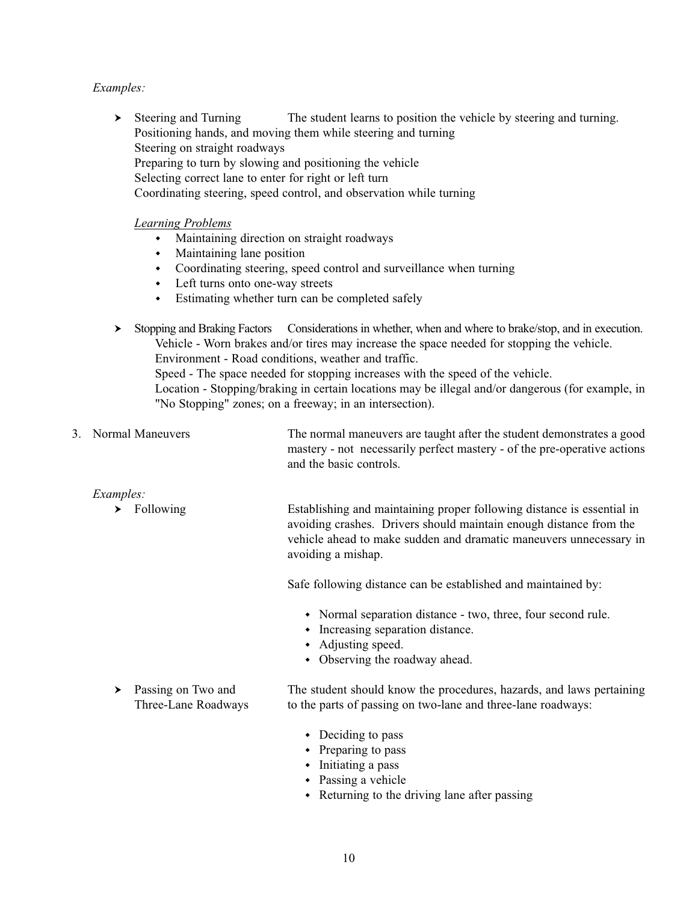*Examples:*

- Steering and Turning — The student learns to position the vehicle by steering and turning.
  Positioning hands, and moving them while steering and turning
  Steering on straight roadways
  Preparing to turn by slowing and positioning the vehicle
  Selecting correct lane to enter for right or left turn
  Coordinating steering, speed control, and observation while turning

  <u>*Learning Problems*</u>
  - Maintaining direction on straight roadways
  - Maintaining lane position
  - Coordinating steering, speed control and surveillance when turning
  - Left turns onto one-way streets
  - Estimating whether turn can be completed safely

- Stopping and Braking Factors — Considerations in whether, when and where to brake/stop, and in execution.
  Vehicle - Worn brakes and/or tires may increase the space needed for stopping the vehicle.
  Environment - Road conditions, weather and traffic.
  Speed - The space needed for stopping increases with the speed of the vehicle.
  Location - Stopping/braking in certain locations may be illegal and/or dangerous (for example, in "No Stopping" zones; on a freeway; in an intersection).

3. Normal Maneuvers — The normal maneuvers are taught after the student demonstrates a good mastery - not necessarily perfect mastery - of the pre-operative actions and the basic controls.

*Examples:*

- Following — Establishing and maintaining proper following distance is essential in avoiding crashes. Drivers should maintain enough distance from the vehicle ahead to make sudden and dramatic maneuvers unnecessary in avoiding a mishap.

  Safe following distance can be established and maintained by:

  - Normal separation distance - two, three, four second rule.
  - Increasing separation distance.
  - Adjusting speed.
  - Observing the roadway ahead.

- Passing on Two and Three-Lane Roadways — The student should know the procedures, hazards, and laws pertaining to the parts of passing on two-lane and three-lane roadways:

  - Deciding to pass
  - Preparing to pass
  - Initiating a pass
  - Passing a vehicle
  - Returning to the driving lane after passing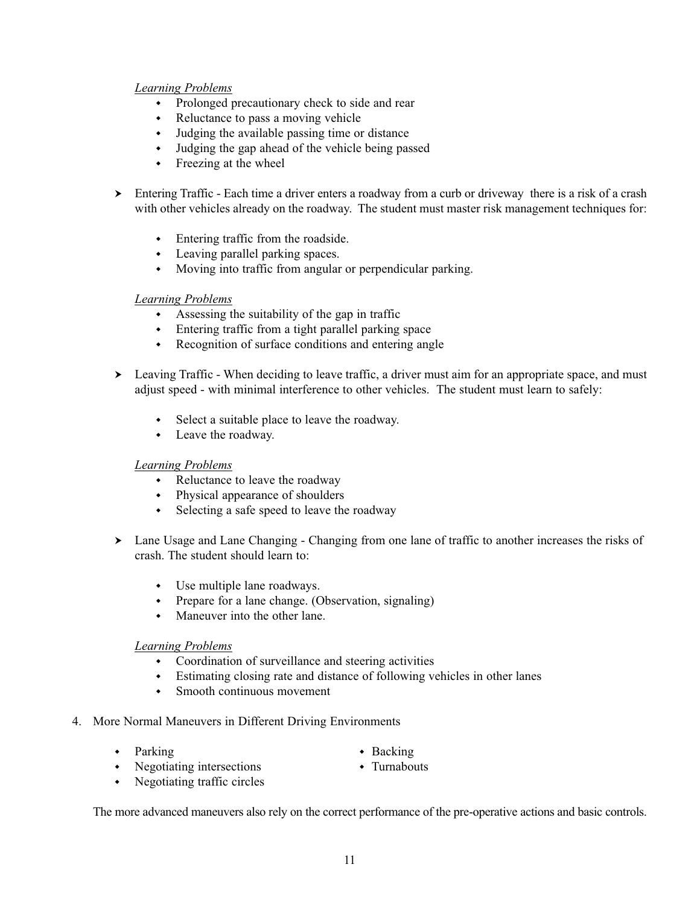*Learning Problems*

- Prolonged precautionary check to side and rear
- Reluctance to pass a moving vehicle
- Judging the available passing time or distance
- Judging the gap ahead of the vehicle being passed
- Freezing at the wheel

- Entering Traffic - Each time a driver enters a roadway from a curb or driveway there is a risk of a crash with other vehicles already on the roadway. The student must master risk management techniques for:

  - Entering traffic from the roadside.
  - Leaving parallel parking spaces.
  - Moving into traffic from angular or perpendicular parking.

  *Learning Problems*

  - Assessing the suitability of the gap in traffic
  - Entering traffic from a tight parallel parking space
  - Recognition of surface conditions and entering angle

- Leaving Traffic - When deciding to leave traffic, a driver must aim for an appropriate space, and must adjust speed - with minimal interference to other vehicles. The student must learn to safely:

  - Select a suitable place to leave the roadway.
  - Leave the roadway.

  *Learning Problems*

  - Reluctance to leave the roadway
  - Physical appearance of shoulders
  - Selecting a safe speed to leave the roadway

- Lane Usage and Lane Changing - Changing from one lane of traffic to another increases the risks of crash. The student should learn to:

  - Use multiple lane roadways.
  - Prepare for a lane change. (Observation, signaling)
  - Maneuver into the other lane.

  *Learning Problems*

  - Coordination of surveillance and steering activities
  - Estimating closing rate and distance of following vehicles in other lanes
  - Smooth continuous movement

4. More Normal Maneuvers in Different Driving Environments

   - Parking
   - Negotiating intersections
   - Negotiating traffic circles
   - Backing
   - Turnabouts

   The more advanced maneuvers also rely on the correct performance of the pre-operative actions and basic controls.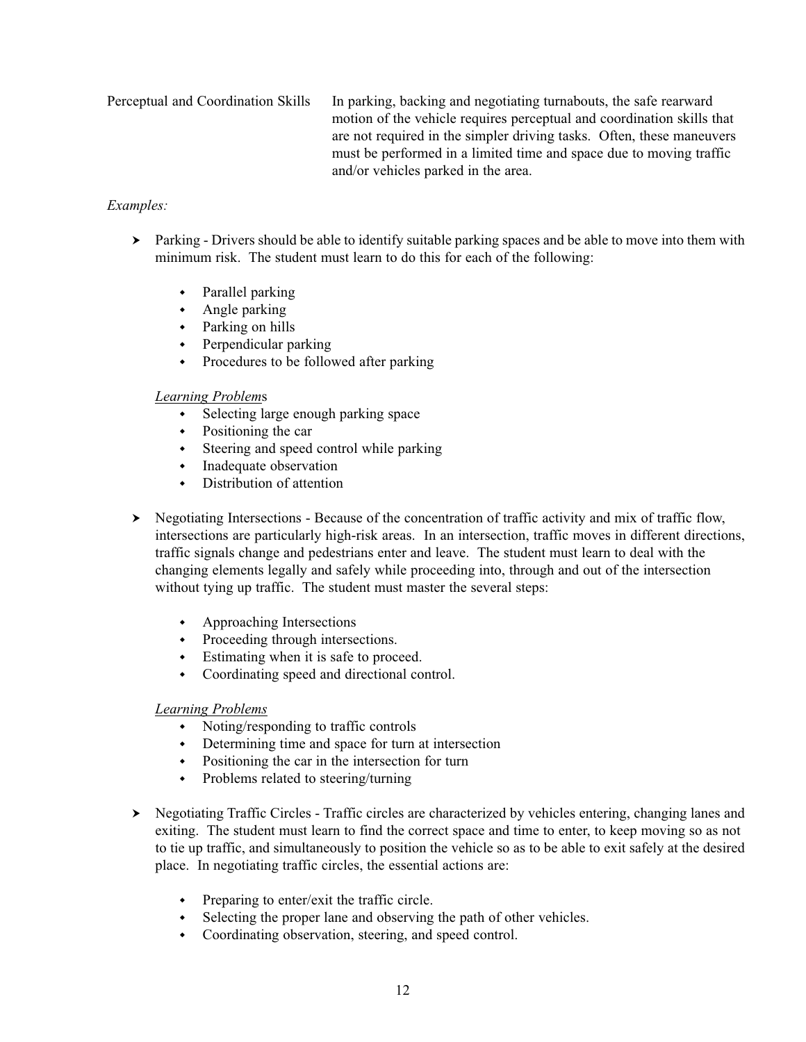Perceptual and Coordination Skills — In parking, backing and negotiating turnabouts, the safe rearward motion of the vehicle requires perceptual and coordination skills that are not required in the simpler driving tasks. Often, these maneuvers must be performed in a limited time and space due to moving traffic and/or vehicles parked in the area.

*Examples:*

- Parking - Drivers should be able to identify suitable parking spaces and be able to move into them with minimum risk. The student must learn to do this for each of the following:

    - Parallel parking
    - Angle parking
    - Parking on hills
    - Perpendicular parking
    - Procedures to be followed after parking

    *Learning Problems*

    - Selecting large enough parking space
    - Positioning the car
    - Steering and speed control while parking
    - Inadequate observation
    - Distribution of attention

- Negotiating Intersections - Because of the concentration of traffic activity and mix of traffic flow, intersections are particularly high-risk areas. In an intersection, traffic moves in different directions, traffic signals change and pedestrians enter and leave. The student must learn to deal with the changing elements legally and safely while proceeding into, through and out of the intersection without tying up traffic. The student must master the several steps:

    - Approaching Intersections
    - Proceeding through intersections.
    - Estimating when it is safe to proceed.
    - Coordinating speed and directional control.

    *Learning Problems*

    - Noting/responding to traffic controls
    - Determining time and space for turn at intersection
    - Positioning the car in the intersection for turn
    - Problems related to steering/turning

- Negotiating Traffic Circles - Traffic circles are characterized by vehicles entering, changing lanes and exiting. The student must learn to find the correct space and time to enter, to keep moving so as not to tie up traffic, and simultaneously to position the vehicle so as to be able to exit safely at the desired place. In negotiating traffic circles, the essential actions are:

    - Preparing to enter/exit the traffic circle.
    - Selecting the proper lane and observing the path of other vehicles.
    - Coordinating observation, steering, and speed control.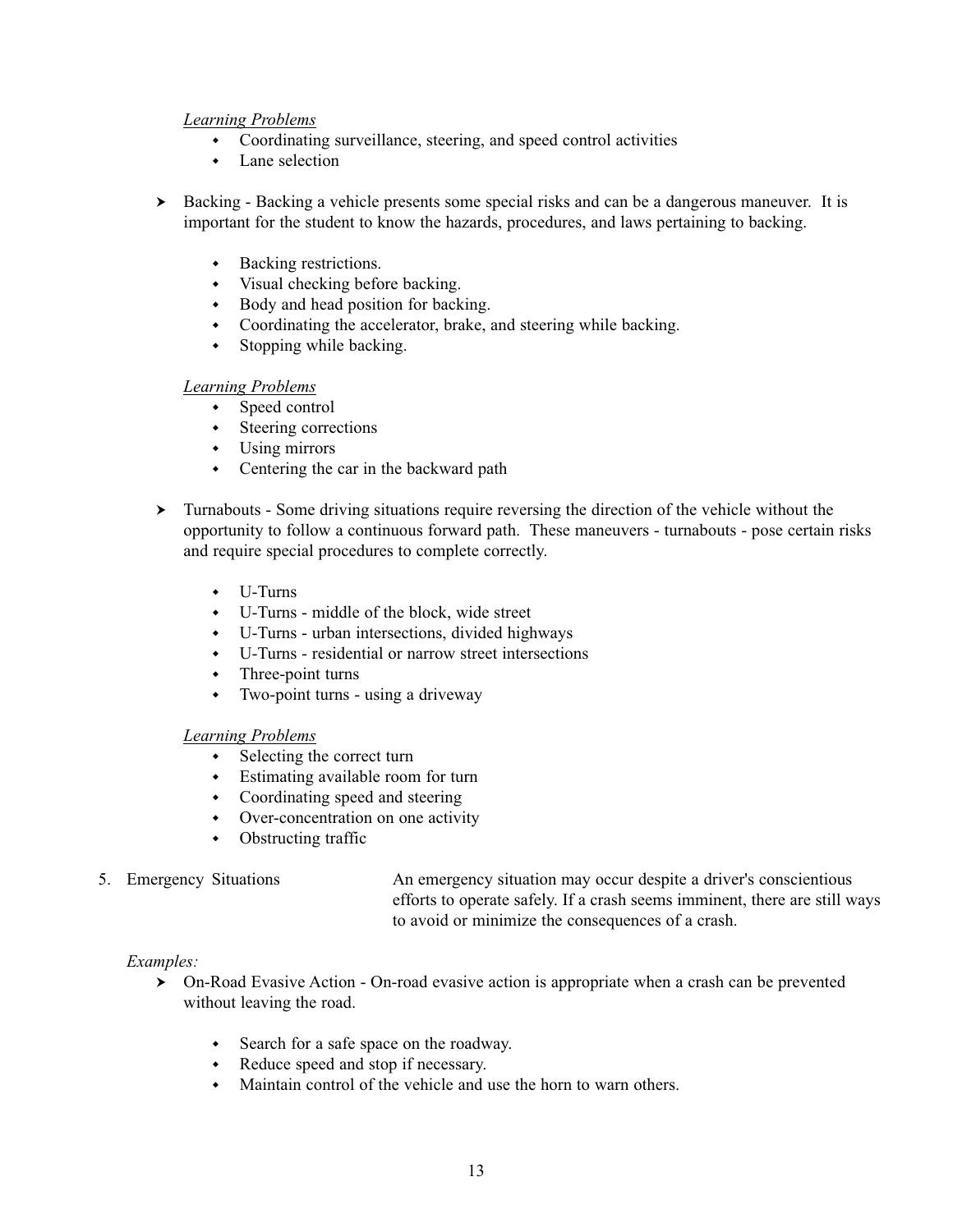*Learning Problems*

- Coordinating surveillance, steering, and speed control activities
- Lane selection

- Backing - Backing a vehicle presents some special risks and can be a dangerous maneuver. It is important for the student to know the hazards, procedures, and laws pertaining to backing.

  - Backing restrictions.
  - Visual checking before backing.
  - Body and head position for backing.
  - Coordinating the accelerator, brake, and steering while backing.
  - Stopping while backing.

  *Learning Problems*

  - Speed control
  - Steering corrections
  - Using mirrors
  - Centering the car in the backward path

- Turnabouts - Some driving situations require reversing the direction of the vehicle without the opportunity to follow a continuous forward path. These maneuvers - turnabouts - pose certain risks and require special procedures to complete correctly.

  - U-Turns
  - U-Turns - middle of the block, wide street
  - U-Turns - urban intersections, divided highways
  - U-Turns - residential or narrow street intersections
  - Three-point turns
  - Two-point turns - using a driveway

  *Learning Problems*

  - Selecting the correct turn
  - Estimating available room for turn
  - Coordinating speed and steering
  - Over-concentration on one activity
  - Obstructing traffic

5. Emergency Situations — An emergency situation may occur despite a driver's conscientious efforts to operate safely. If a crash seems imminent, there are still ways to avoid or minimize the consequences of a crash.

*Examples:*

- On-Road Evasive Action - On-road evasive action is appropriate when a crash can be prevented without leaving the road.

  - Search for a safe space on the roadway.
  - Reduce speed and stop if necessary.
  - Maintain control of the vehicle and use the horn to warn others.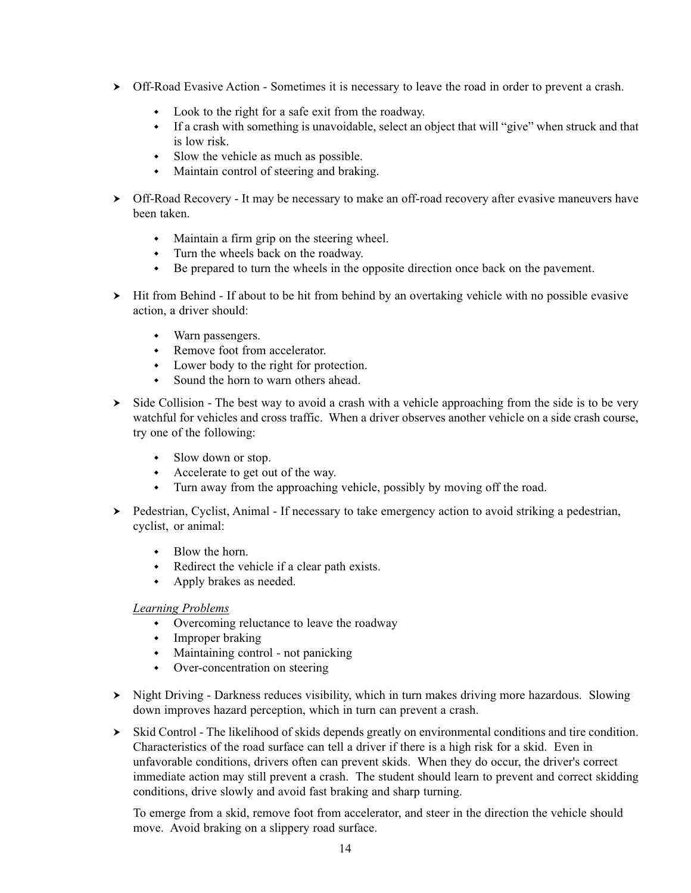- Off-Road Evasive Action - Sometimes it is necessary to leave the road in order to prevent a crash.
  - Look to the right for a safe exit from the roadway.
  - If a crash with something is unavoidable, select an object that will "give" when struck and that is low risk.
  - Slow the vehicle as much as possible.
  - Maintain control of steering and braking.

- Off-Road Recovery - It may be necessary to make an off-road recovery after evasive maneuvers have been taken.
  - Maintain a firm grip on the steering wheel.
  - Turn the wheels back on the roadway.
  - Be prepared to turn the wheels in the opposite direction once back on the pavement.

- Hit from Behind - If about to be hit from behind by an overtaking vehicle with no possible evasive action, a driver should:
  - Warn passengers.
  - Remove foot from accelerator.
  - Lower body to the right for protection.
  - Sound the horn to warn others ahead.

- Side Collision - The best way to avoid a crash with a vehicle approaching from the side is to be very watchful for vehicles and cross traffic. When a driver observes another vehicle on a side crash course, try one of the following:
  - Slow down or stop.
  - Accelerate to get out of the way.
  - Turn away from the approaching vehicle, possibly by moving off the road.

- Pedestrian, Cyclist, Animal - If necessary to take emergency action to avoid striking a pedestrian, cyclist, or animal:
  - Blow the horn.
  - Redirect the vehicle if a clear path exists.
  - Apply brakes as needed.

  *Learning Problems*
  - Overcoming reluctance to leave the roadway
  - Improper braking
  - Maintaining control - not panicking
  - Over-concentration on steering

- Night Driving - Darkness reduces visibility, which in turn makes driving more hazardous. Slowing down improves hazard perception, which in turn can prevent a crash.

- Skid Control - The likelihood of skids depends greatly on environmental conditions and tire condition. Characteristics of the road surface can tell a driver if there is a high risk for a skid. Even in unfavorable conditions, drivers often can prevent skids. When they do occur, the driver's correct immediate action may still prevent a crash. The student should learn to prevent and correct skidding conditions, drive slowly and avoid fast braking and sharp turning.

  To emerge from a skid, remove foot from accelerator, and steer in the direction the vehicle should move. Avoid braking on a slippery road surface.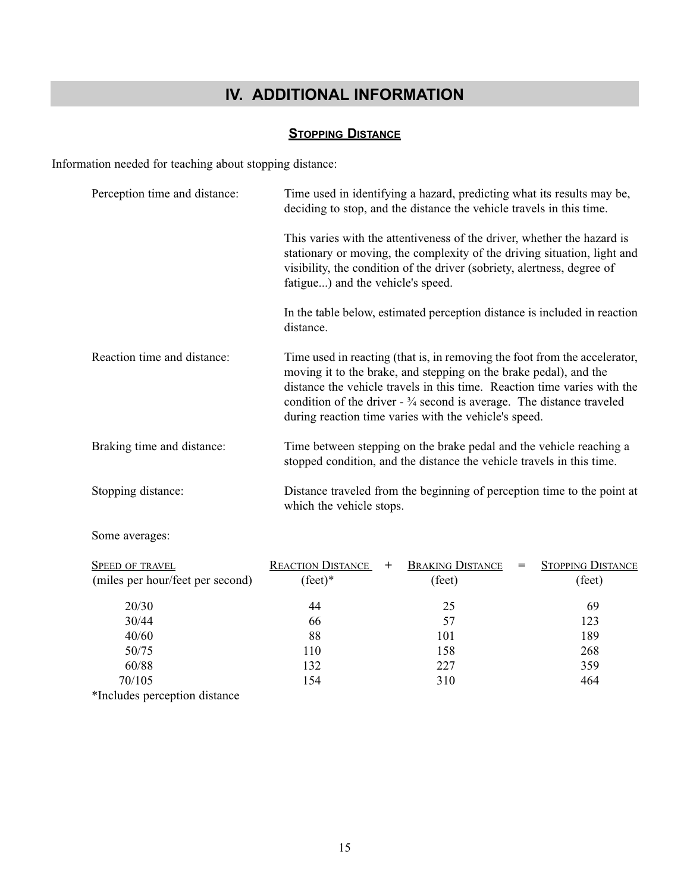# IV. ADDITIONAL INFORMATION

## Stopping Distance

Information needed for teaching about stopping distance:

**Perception time and distance:** Time used in identifying a hazard, predicting what its results may be, deciding to stop, and the distance the vehicle travels in this time.

This varies with the attentiveness of the driver, whether the hazard is stationary or moving, the complexity of the driving situation, light and visibility, the condition of the driver (sobriety, alertness, degree of fatigue...) and the vehicle's speed.

In the table below, estimated perception distance is included in reaction distance.

**Reaction time and distance:** Time used in reacting (that is, in removing the foot from the accelerator, moving it to the brake, and stepping on the brake pedal), and the distance the vehicle travels in this time. Reaction time varies with the condition of the driver - ¾ second is average. The distance traveled during reaction time varies with the vehicle's speed.

**Braking time and distance:** Time between stepping on the brake pedal and the vehicle reaching a stopped condition, and the distance the vehicle travels in this time.

**Stopping distance:** Distance traveled from the beginning of perception time to the point at which the vehicle stops.

Some averages:

| Speed of travel (miles per hour/feet per second) | Reaction Distance (feet)* | + | Braking Distance (feet) | = | Stopping Distance (feet) |
|---|---|---|---|---|---|
| 20/30 | 44 | | 25 | | 69 |
| 30/44 | 66 | | 57 | | 123 |
| 40/60 | 88 | | 101 | | 189 |
| 50/75 | 110 | | 158 | | 268 |
| 60/88 | 132 | | 227 | | 359 |
| 70/105 | 154 | | 310 | | 464 |

*Includes perception distance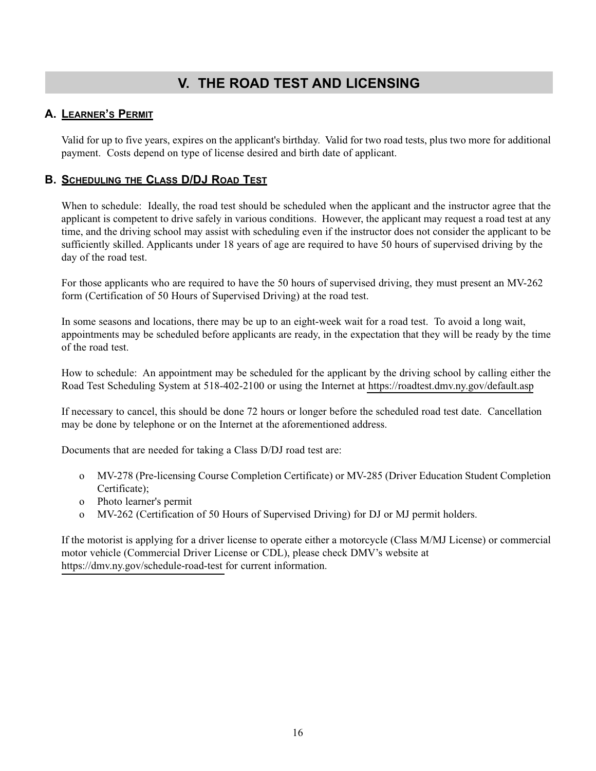# V. THE ROAD TEST AND LICENSING

## A. LEARNER'S PERMIT

Valid for up to five years, expires on the applicant's birthday. Valid for two road tests, plus two more for additional payment. Costs depend on type of license desired and birth date of applicant.

## B. SCHEDULING THE CLASS D/DJ ROAD TEST

When to schedule: Ideally, the road test should be scheduled when the applicant and the instructor agree that the applicant is competent to drive safely in various conditions. However, the applicant may request a road test at any time, and the driving school may assist with scheduling even if the instructor does not consider the applicant to be sufficiently skilled. Applicants under 18 years of age are required to have 50 hours of supervised driving by the day of the road test.

For those applicants who are required to have the 50 hours of supervised driving, they must present an MV-262 form (Certification of 50 Hours of Supervised Driving) at the road test.

In some seasons and locations, there may be up to an eight-week wait for a road test. To avoid a long wait, appointments may be scheduled before applicants are ready, in the expectation that they will be ready by the time of the road test.

How to schedule: An appointment may be scheduled for the applicant by the driving school by calling either the Road Test Scheduling System at 518-402-2100 or using the Internet at https://roadtest.dmv.ny.gov/default.asp

If necessary to cancel, this should be done 72 hours or longer before the scheduled road test date. Cancellation may be done by telephone or on the Internet at the aforementioned address.

Documents that are needed for taking a Class D/DJ road test are:

- MV-278 (Pre-licensing Course Completion Certificate) or MV-285 (Driver Education Student Completion Certificate);
- Photo learner's permit
- MV-262 (Certification of 50 Hours of Supervised Driving) for DJ or MJ permit holders.

If the motorist is applying for a driver license to operate either a motorcycle (Class M/MJ License) or commercial motor vehicle (Commercial Driver License or CDL), please check DMV's website at https://dmv.ny.gov/schedule-road-test for current information.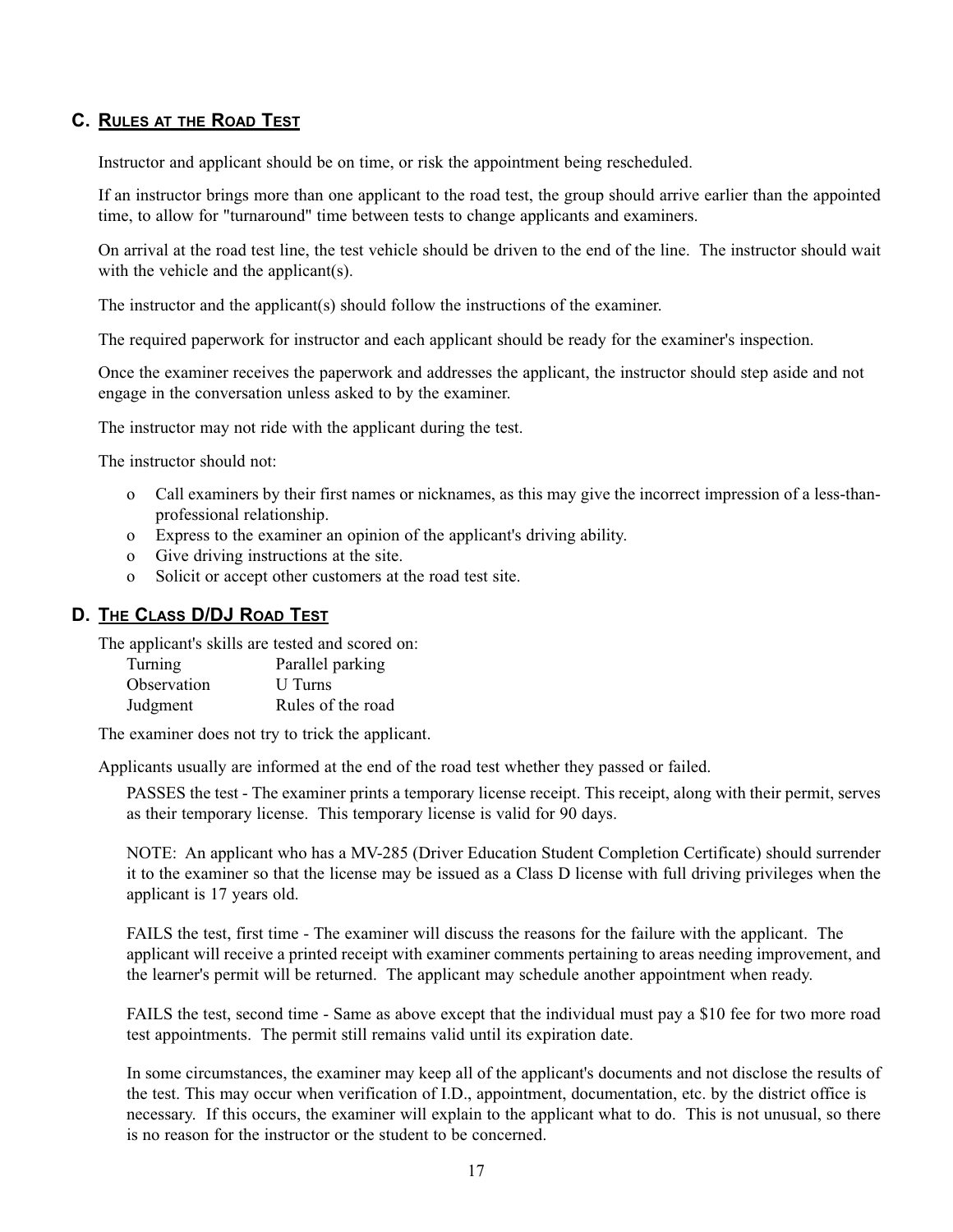## C. Rules at the Road Test

Instructor and applicant should be on time, or risk the appointment being rescheduled.

If an instructor brings more than one applicant to the road test, the group should arrive earlier than the appointed time, to allow for "turnaround" time between tests to change applicants and examiners.

On arrival at the road test line, the test vehicle should be driven to the end of the line. The instructor should wait with the vehicle and the applicant(s).

The instructor and the applicant(s) should follow the instructions of the examiner.

The required paperwork for instructor and each applicant should be ready for the examiner's inspection.

Once the examiner receives the paperwork and addresses the applicant, the instructor should step aside and not engage in the conversation unless asked to by the examiner.

The instructor may not ride with the applicant during the test.

The instructor should not:

- Call examiners by their first names or nicknames, as this may give the incorrect impression of a less-than-professional relationship.
- Express to the examiner an opinion of the applicant's driving ability.
- Give driving instructions at the site.
- Solicit or accept other customers at the road test site.

## D. The Class D/DJ Road Test

The applicant's skills are tested and scored on:

| | |
|---|---|
| Turning | Parallel parking |
| Observation | U Turns |
| Judgment | Rules of the road |

The examiner does not try to trick the applicant.

Applicants usually are informed at the end of the road test whether they passed or failed.

PASSES the test - The examiner prints a temporary license receipt. This receipt, along with their permit, serves as their temporary license. This temporary license is valid for 90 days.

NOTE: An applicant who has a MV-285 (Driver Education Student Completion Certificate) should surrender it to the examiner so that the license may be issued as a Class D license with full driving privileges when the applicant is 17 years old.

FAILS the test, first time - The examiner will discuss the reasons for the failure with the applicant. The applicant will receive a printed receipt with examiner comments pertaining to areas needing improvement, and the learner's permit will be returned. The applicant may schedule another appointment when ready.

FAILS the test, second time - Same as above except that the individual must pay a $10 fee for two more road test appointments. The permit still remains valid until its expiration date.

In some circumstances, the examiner may keep all of the applicant's documents and not disclose the results of the test. This may occur when verification of I.D., appointment, documentation, etc. by the district office is necessary. If this occurs, the examiner will explain to the applicant what to do. This is not unusual, so there is no reason for the instructor or the student to be concerned.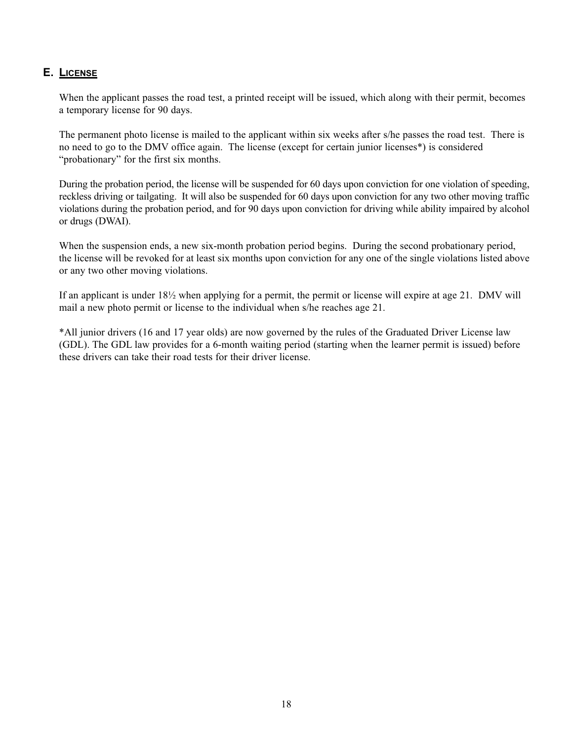## E. LICENSE

When the applicant passes the road test, a printed receipt will be issued, which along with their permit, becomes a temporary license for 90 days.

The permanent photo license is mailed to the applicant within six weeks after s/he passes the road test. There is no need to go to the DMV office again. The license (except for certain junior licenses*) is considered "probationary" for the first six months.

During the probation period, the license will be suspended for 60 days upon conviction for one violation of speeding, reckless driving or tailgating. It will also be suspended for 60 days upon conviction for any two other moving traffic violations during the probation period, and for 90 days upon conviction for driving while ability impaired by alcohol or drugs (DWAI).

When the suspension ends, a new six-month probation period begins. During the second probationary period, the license will be revoked for at least six months upon conviction for any one of the single violations listed above or any two other moving violations.

If an applicant is under 18½ when applying for a permit, the permit or license will expire at age 21. DMV will mail a new photo permit or license to the individual when s/he reaches age 21.

*All junior drivers (16 and 17 year olds) are now governed by the rules of the Graduated Driver License law (GDL). The GDL law provides for a 6-month waiting period (starting when the learner permit is issued) before these drivers can take their road tests for their driver license.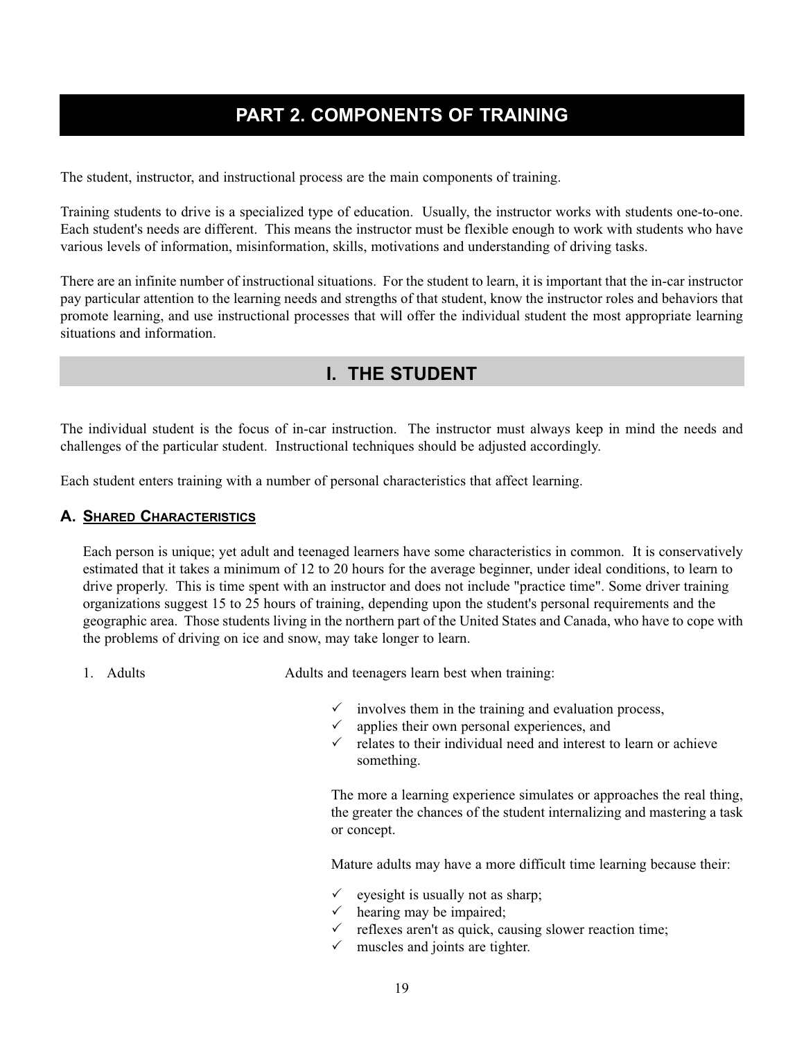# PART 2. COMPONENTS OF TRAINING

The student, instructor, and instructional process are the main components of training.

Training students to drive is a specialized type of education. Usually, the instructor works with students one-to-one. Each student's needs are different. This means the instructor must be flexible enough to work with students who have various levels of information, misinformation, skills, motivations and understanding of driving tasks.

There are an infinite number of instructional situations. For the student to learn, it is important that the in-car instructor pay particular attention to the learning needs and strengths of that student, know the instructor roles and behaviors that promote learning, and use instructional processes that will offer the individual student the most appropriate learning situations and information.

## I. THE STUDENT

The individual student is the focus of in-car instruction. The instructor must always keep in mind the needs and challenges of the particular student. Instructional techniques should be adjusted accordingly.

Each student enters training with a number of personal characteristics that affect learning.

### A. Shared Characteristics

Each person is unique; yet adult and teenaged learners have some characteristics in common. It is conservatively estimated that it takes a minimum of 12 to 20 hours for the average beginner, under ideal conditions, to learn to drive properly. This is time spent with an instructor and does not include "practice time". Some driver training organizations suggest 15 to 25 hours of training, depending upon the student's personal requirements and the geographic area. Those students living in the northern part of the United States and Canada, who have to cope with the problems of driving on ice and snow, may take longer to learn.

1. Adults

Adults and teenagers learn best when training:

- ✓ involves them in the training and evaluation process,
- ✓ applies their own personal experiences, and
- ✓ relates to their individual need and interest to learn or achieve something.

The more a learning experience simulates or approaches the real thing, the greater the chances of the student internalizing and mastering a task or concept.

Mature adults may have a more difficult time learning because their:

- ✓ eyesight is usually not as sharp;
- ✓ hearing may be impaired;
- ✓ reflexes aren't as quick, causing slower reaction time;
- ✓ muscles and joints are tighter.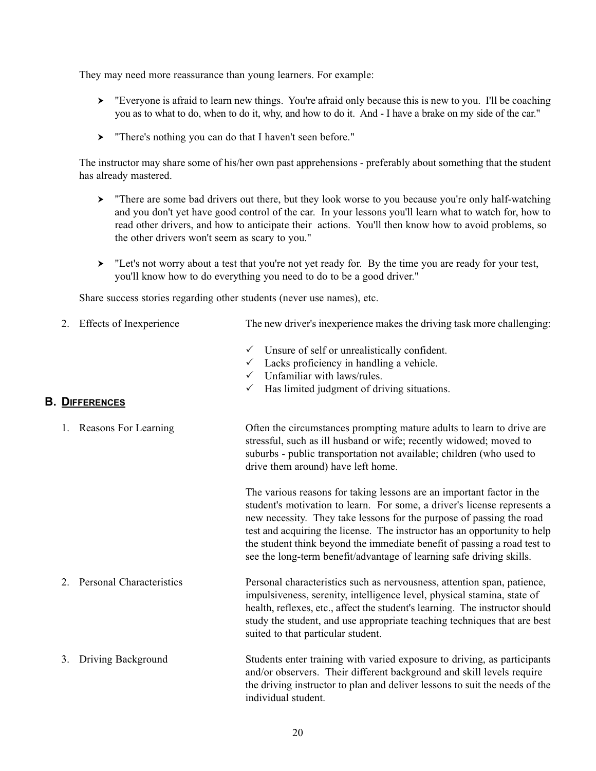They may need more reassurance than young learners. For example:

- "Everyone is afraid to learn new things. You're afraid only because this is new to you. I'll be coaching you as to what to do, when to do it, why, and how to do it. And - I have a brake on my side of the car."
- "There's nothing you can do that I haven't seen before."

The instructor may share some of his/her own past apprehensions - preferably about something that the student has already mastered.

- "There are some bad drivers out there, but they look worse to you because you're only half-watching and you don't yet have good control of the car. In your lessons you'll learn what to watch for, how to read other drivers, and how to anticipate their actions. You'll then know how to avoid problems, so the other drivers won't seem as scary to you."
- "Let's not worry about a test that you're not yet ready for. By the time you are ready for your test, you'll know how to do everything you need to do to be a good driver."

Share success stories regarding other students (never use names), etc.

2. Effects of Inexperience

The new driver's inexperience makes the driving task more challenging:

- ✓ Unsure of self or unrealistically confident.
- ✓ Lacks proficiency in handling a vehicle.
- ✓ Unfamiliar with laws/rules.
- ✓ Has limited judgment of driving situations.

## B. Differences

1. Reasons For Learning

Often the circumstances prompting mature adults to learn to drive are stressful, such as ill husband or wife; recently widowed; moved to suburbs - public transportation not available; children (who used to drive them around) have left home.

The various reasons for taking lessons are an important factor in the student's motivation to learn. For some, a driver's license represents a new necessity. They take lessons for the purpose of passing the road test and acquiring the license. The instructor has an opportunity to help the student think beyond the immediate benefit of passing a road test to see the long-term benefit/advantage of learning safe driving skills.

2. Personal Characteristics

Personal characteristics such as nervousness, attention span, patience, impulsiveness, serenity, intelligence level, physical stamina, state of health, reflexes, etc., affect the student's learning. The instructor should study the student, and use appropriate teaching techniques that are best suited to that particular student.

3. Driving Background

Students enter training with varied exposure to driving, as participants and/or observers. Their different background and skill levels require the driving instructor to plan and deliver lessons to suit the needs of the individual student.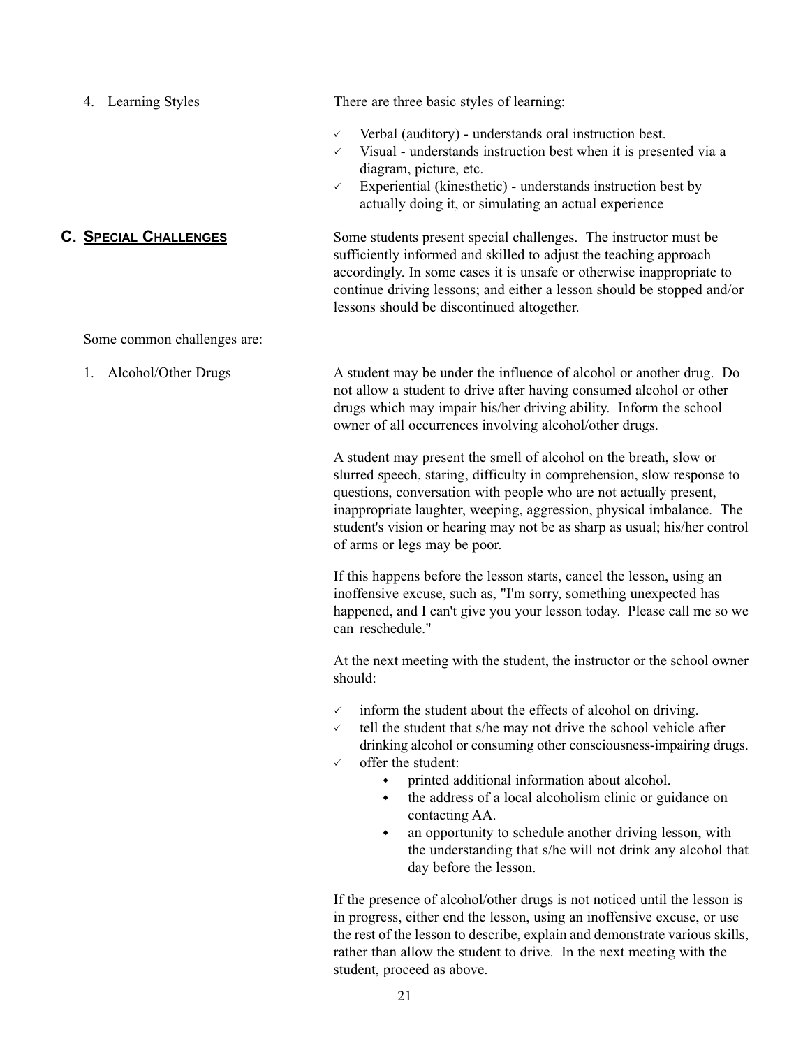4. Learning Styles

There are three basic styles of learning:

- ✓ Verbal (auditory) - understands oral instruction best.
- ✓ Visual - understands instruction best when it is presented via a diagram, picture, etc.
- ✓ Experiential (kinesthetic) - understands instruction best by actually doing it, or simulating an actual experience

## C. SPECIAL CHALLENGES

Some students present special challenges. The instructor must be sufficiently informed and skilled to adjust the teaching approach accordingly. In some cases it is unsafe or otherwise inappropriate to continue driving lessons; and either a lesson should be stopped and/or lessons should be discontinued altogether.

Some common challenges are:

1. Alcohol/Other Drugs

A student may be under the influence of alcohol or another drug. Do not allow a student to drive after having consumed alcohol or other drugs which may impair his/her driving ability. Inform the school owner of all occurrences involving alcohol/other drugs.

A student may present the smell of alcohol on the breath, slow or slurred speech, staring, difficulty in comprehension, slow response to questions, conversation with people who are not actually present, inappropriate laughter, weeping, aggression, physical imbalance. The student's vision or hearing may not be as sharp as usual; his/her control of arms or legs may be poor.

If this happens before the lesson starts, cancel the lesson, using an inoffensive excuse, such as, "I'm sorry, something unexpected has happened, and I can't give you your lesson today. Please call me so we can reschedule."

At the next meeting with the student, the instructor or the school owner should:

- ✓ inform the student about the effects of alcohol on driving.
- ✓ tell the student that s/he may not drive the school vehicle after drinking alcohol or consuming other consciousness-impairing drugs.
- ✓ offer the student:
  - printed additional information about alcohol.
  - the address of a local alcoholism clinic or guidance on contacting AA.
  - an opportunity to schedule another driving lesson, with the understanding that s/he will not drink any alcohol that day before the lesson.

If the presence of alcohol/other drugs is not noticed until the lesson is in progress, either end the lesson, using an inoffensive excuse, or use the rest of the lesson to describe, explain and demonstrate various skills, rather than allow the student to drive. In the next meeting with the student, proceed as above.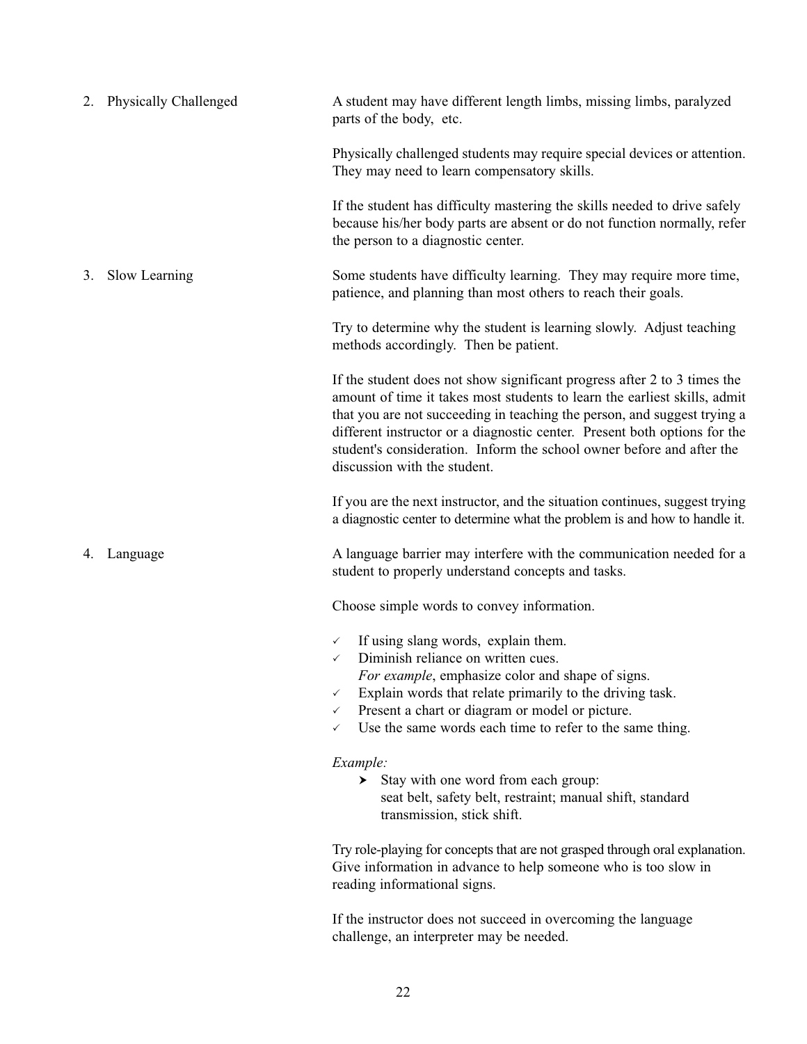2. Physically Challenged

A student may have different length limbs, missing limbs, paralyzed parts of the body, etc.

Physically challenged students may require special devices or attention. They may need to learn compensatory skills.

If the student has difficulty mastering the skills needed to drive safely because his/her body parts are absent or do not function normally, refer the person to a diagnostic center.

3. Slow Learning

Some students have difficulty learning. They may require more time, patience, and planning than most others to reach their goals.

Try to determine why the student is learning slowly. Adjust teaching methods accordingly. Then be patient.

If the student does not show significant progress after 2 to 3 times the amount of time it takes most students to learn the earliest skills, admit that you are not succeeding in teaching the person, and suggest trying a different instructor or a diagnostic center. Present both options for the student's consideration. Inform the school owner before and after the discussion with the student.

If you are the next instructor, and the situation continues, suggest trying a diagnostic center to determine what the problem is and how to handle it.

4. Language

A language barrier may interfere with the communication needed for a student to properly understand concepts and tasks.

Choose simple words to convey information.

- ✓ If using slang words, explain them.
- ✓ Diminish reliance on written cues.
  *For example*, emphasize color and shape of signs.
- ✓ Explain words that relate primarily to the driving task.
- ✓ Present a chart or diagram or model or picture.
- ✓ Use the same words each time to refer to the same thing.

*Example:*

- ➤ Stay with one word from each group:
  seat belt, safety belt, restraint; manual shift, standard transmission, stick shift.

Try role-playing for concepts that are not grasped through oral explanation. Give information in advance to help someone who is too slow in reading informational signs.

If the instructor does not succeed in overcoming the language challenge, an interpreter may be needed.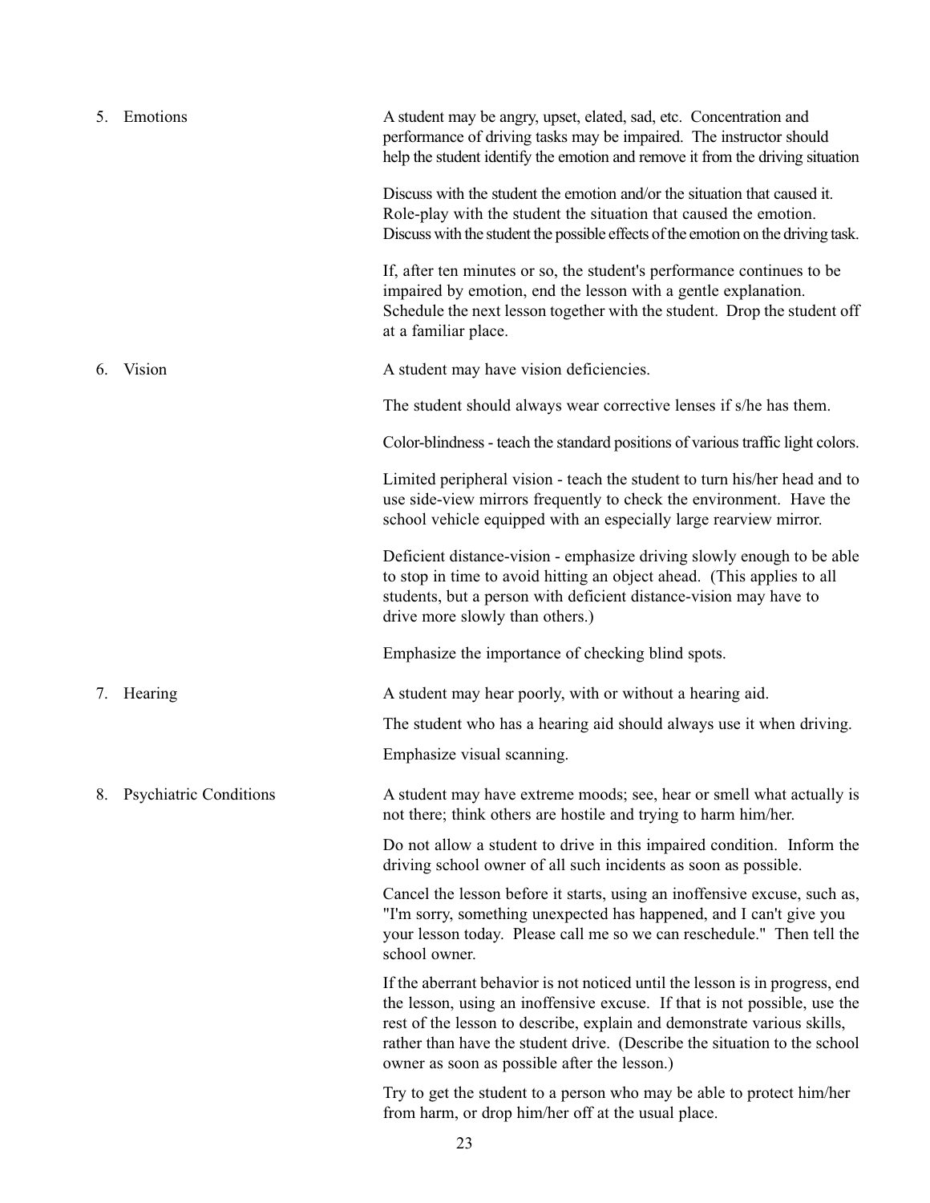5. Emotions

A student may be angry, upset, elated, sad, etc. Concentration and performance of driving tasks may be impaired. The instructor should help the student identify the emotion and remove it from the driving situation

Discuss with the student the emotion and/or the situation that caused it. Role-play with the student the situation that caused the emotion. Discuss with the student the possible effects of the emotion on the driving task.

If, after ten minutes or so, the student's performance continues to be impaired by emotion, end the lesson with a gentle explanation. Schedule the next lesson together with the student. Drop the student off at a familiar place.

6. Vision

A student may have vision deficiencies.

The student should always wear corrective lenses if s/he has them.

Color-blindness - teach the standard positions of various traffic light colors.

Limited peripheral vision - teach the student to turn his/her head and to use side-view mirrors frequently to check the environment. Have the school vehicle equipped with an especially large rearview mirror.

Deficient distance-vision - emphasize driving slowly enough to be able to stop in time to avoid hitting an object ahead. (This applies to all students, but a person with deficient distance-vision may have to drive more slowly than others.)

Emphasize the importance of checking blind spots.

7. Hearing

A student may hear poorly, with or without a hearing aid.

The student who has a hearing aid should always use it when driving.

Emphasize visual scanning.

8. Psychiatric Conditions

A student may have extreme moods; see, hear or smell what actually is not there; think others are hostile and trying to harm him/her.

Do not allow a student to drive in this impaired condition. Inform the driving school owner of all such incidents as soon as possible.

Cancel the lesson before it starts, using an inoffensive excuse, such as, "I'm sorry, something unexpected has happened, and I can't give you your lesson today. Please call me so we can reschedule." Then tell the school owner.

If the aberrant behavior is not noticed until the lesson is in progress, end the lesson, using an inoffensive excuse. If that is not possible, use the rest of the lesson to describe, explain and demonstrate various skills, rather than have the student drive. (Describe the situation to the school owner as soon as possible after the lesson.)

Try to get the student to a person who may be able to protect him/her from harm, or drop him/her off at the usual place.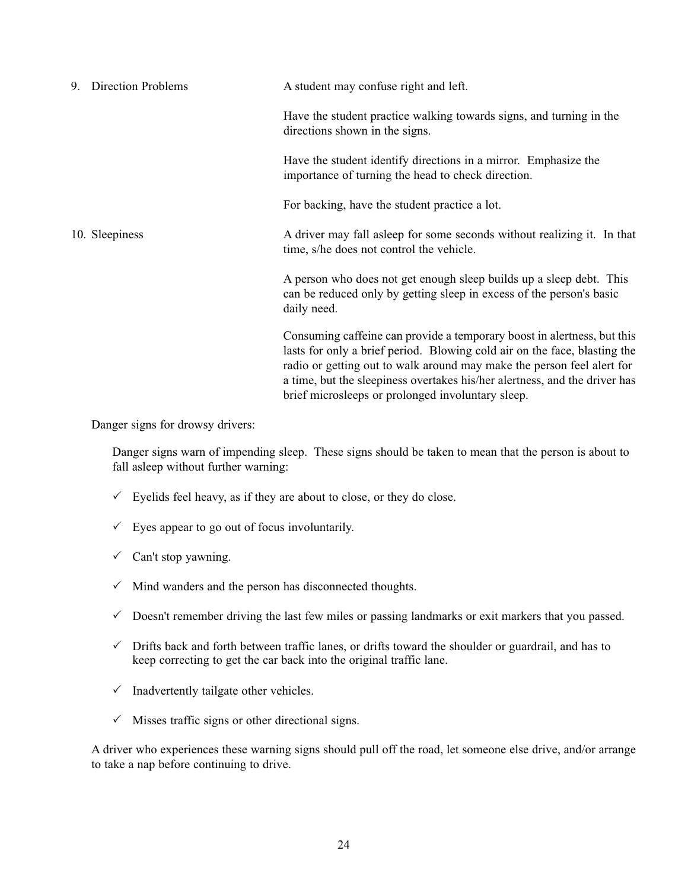9. Direction Problems

A student may confuse right and left.

Have the student practice walking towards signs, and turning in the directions shown in the signs.

Have the student identify directions in a mirror. Emphasize the importance of turning the head to check direction.

For backing, have the student practice a lot.

10. Sleepiness

A driver may fall asleep for some seconds without realizing it. In that time, s/he does not control the vehicle.

A person who does not get enough sleep builds up a sleep debt. This can be reduced only by getting sleep in excess of the person's basic daily need.

Consuming caffeine can provide a temporary boost in alertness, but this lasts for only a brief period. Blowing cold air on the face, blasting the radio or getting out to walk around may make the person feel alert for a time, but the sleepiness overtakes his/her alertness, and the driver has brief microsleeps or prolonged involuntary sleep.

Danger signs for drowsy drivers:

Danger signs warn of impending sleep. These signs should be taken to mean that the person is about to fall asleep without further warning:

- ✓ Eyelids feel heavy, as if they are about to close, or they do close.
- ✓ Eyes appear to go out of focus involuntarily.
- ✓ Can't stop yawning.
- ✓ Mind wanders and the person has disconnected thoughts.
- ✓ Doesn't remember driving the last few miles or passing landmarks or exit markers that you passed.
- ✓ Drifts back and forth between traffic lanes, or drifts toward the shoulder or guardrail, and has to keep correcting to get the car back into the original traffic lane.
- ✓ Inadvertently tailgate other vehicles.
- ✓ Misses traffic signs or other directional signs.

A driver who experiences these warning signs should pull off the road, let someone else drive, and/or arrange to take a nap before continuing to drive.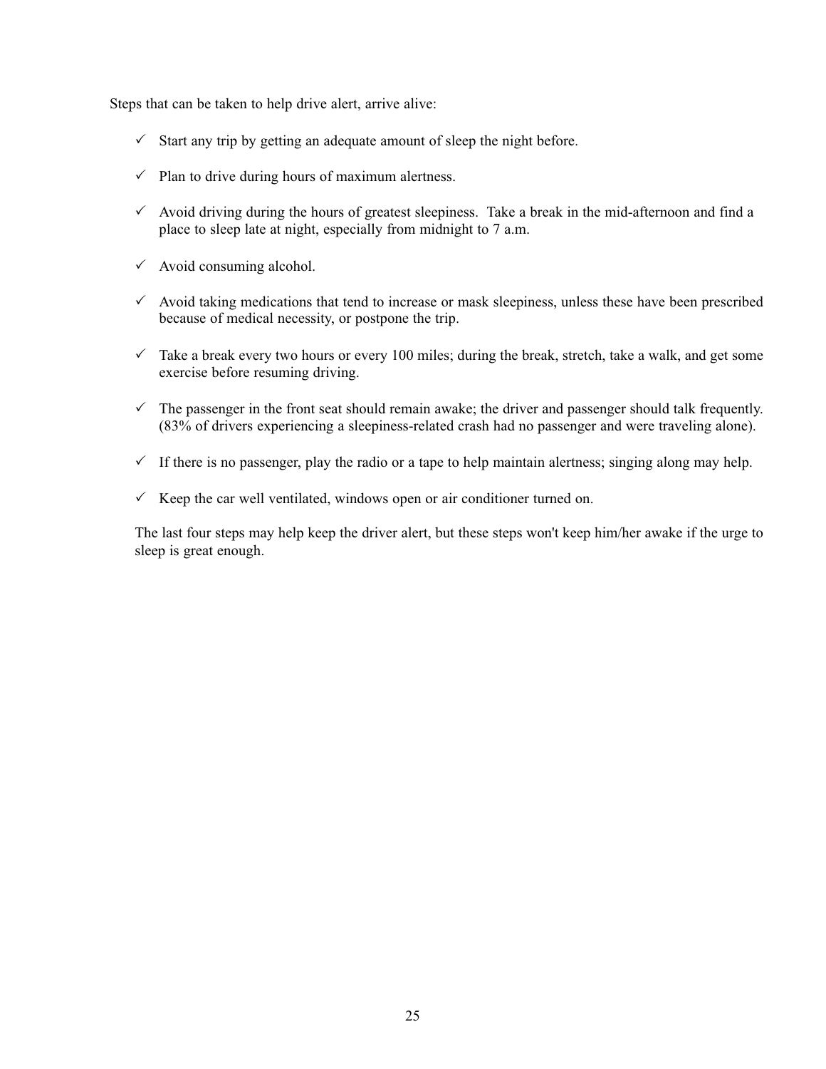Steps that can be taken to help drive alert, arrive alive:

- ✓ Start any trip by getting an adequate amount of sleep the night before.
- ✓ Plan to drive during hours of maximum alertness.
- ✓ Avoid driving during the hours of greatest sleepiness. Take a break in the mid-afternoon and find a place to sleep late at night, especially from midnight to 7 a.m.
- ✓ Avoid consuming alcohol.
- ✓ Avoid taking medications that tend to increase or mask sleepiness, unless these have been prescribed because of medical necessity, or postpone the trip.
- ✓ Take a break every two hours or every 100 miles; during the break, stretch, take a walk, and get some exercise before resuming driving.
- ✓ The passenger in the front seat should remain awake; the driver and passenger should talk frequently. (83% of drivers experiencing a sleepiness-related crash had no passenger and were traveling alone).
- ✓ If there is no passenger, play the radio or a tape to help maintain alertness; singing along may help.
- ✓ Keep the car well ventilated, windows open or air conditioner turned on.

The last four steps may help keep the driver alert, but these steps won't keep him/her awake if the urge to sleep is great enough.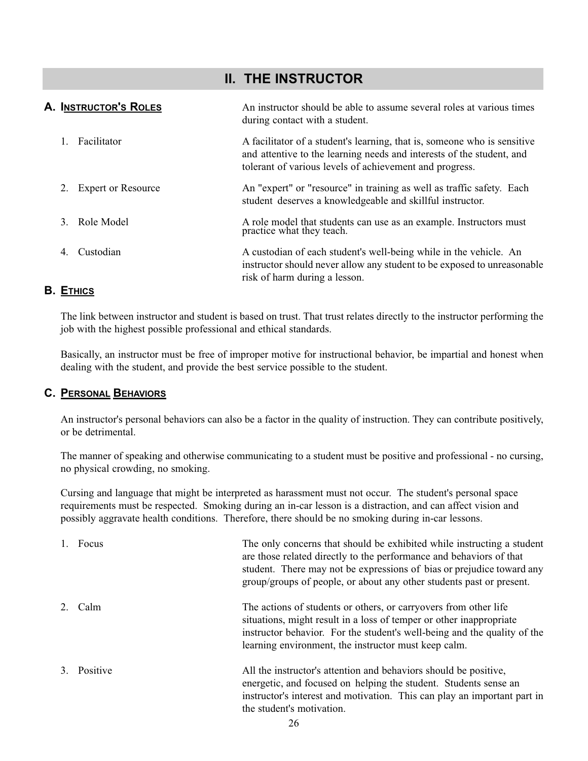# II. THE INSTRUCTOR

## A. Instructor's Roles

An instructor should be able to assume several roles at various times during contact with a student.

1. **Facilitator** — A facilitator of a student's learning, that is, someone who is sensitive and attentive to the learning needs and interests of the student, and tolerant of various levels of achievement and progress.

2. **Expert or Resource** — An "expert" or "resource" in training as well as traffic safety. Each student deserves a knowledgeable and skillful instructor.

3. **Role Model** — A role model that students can use as an example. Instructors must practice what they teach.

4. **Custodian** — A custodian of each student's well-being while in the vehicle. An instructor should never allow any student to be exposed to unreasonable risk of harm during a lesson.

## B. Ethics

The link between instructor and student is based on trust. That trust relates directly to the instructor performing the job with the highest possible professional and ethical standards.

Basically, an instructor must be free of improper motive for instructional behavior, be impartial and honest when dealing with the student, and provide the best service possible to the student.

## C. Personal Behaviors

An instructor's personal behaviors can also be a factor in the quality of instruction. They can contribute positively, or be detrimental.

The manner of speaking and otherwise communicating to a student must be positive and professional - no cursing, no physical crowding, no smoking.

Cursing and language that might be interpreted as harassment must not occur. The student's personal space requirements must be respected. Smoking during an in-car lesson is a distraction, and can affect vision and possibly aggravate health conditions. Therefore, there should be no smoking during in-car lessons.

1. **Focus** — The only concerns that should be exhibited while instructing a student are those related directly to the performance and behaviors of that student. There may not be expressions of bias or prejudice toward any group/groups of people, or about any other students past or present.

2. **Calm** — The actions of students or others, or carryovers from other life situations, might result in a loss of temper or other inappropriate instructor behavior. For the student's well-being and the quality of the learning environment, the instructor must keep calm.

3. **Positive** — All the instructor's attention and behaviors should be positive, energetic, and focused on helping the student. Students sense an instructor's interest and motivation. This can play an important part in the student's motivation.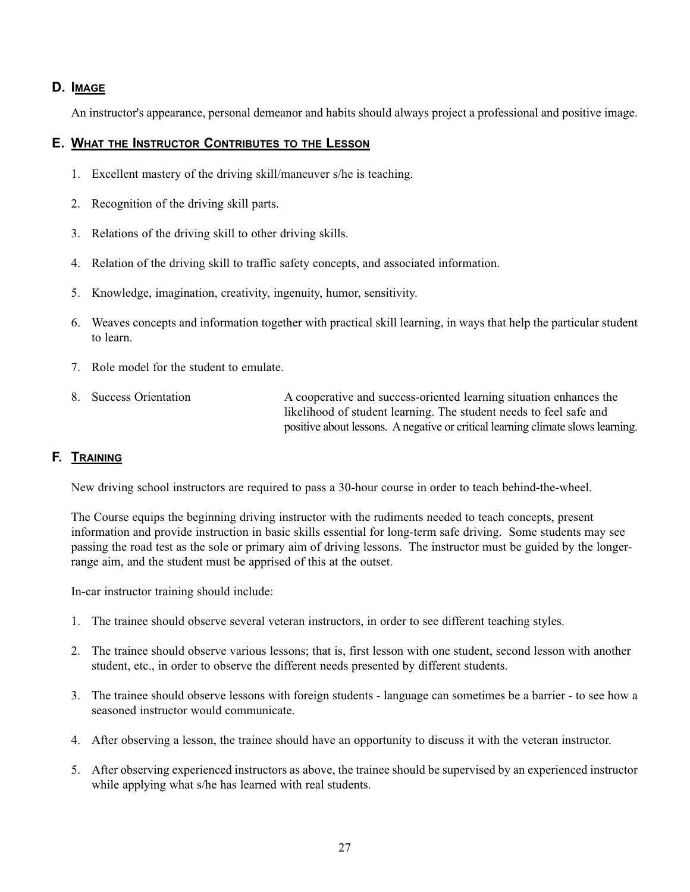## D. Image

An instructor's appearance, personal demeanor and habits should always project a professional and positive image.

## E. What the Instructor Contributes to the Lesson

1. Excellent mastery of the driving skill/maneuver s/he is teaching.
2. Recognition of the driving skill parts.
3. Relations of the driving skill to other driving skills.
4. Relation of the driving skill to traffic safety concepts, and associated information.
5. Knowledge, imagination, creativity, ingenuity, humor, sensitivity.
6. Weaves concepts and information together with practical skill learning, in ways that help the particular student to learn.
7. Role model for the student to emulate.
8. Success Orientation — A cooperative and success-oriented learning situation enhances the likelihood of student learning. The student needs to feel safe and positive about lessons. A negative or critical learning climate slows learning.

## F. Training

New driving school instructors are required to pass a 30-hour course in order to teach behind-the-wheel.

The Course equips the beginning driving instructor with the rudiments needed to teach concepts, present information and provide instruction in basic skills essential for long-term safe driving. Some students may see passing the road test as the sole or primary aim of driving lessons. The instructor must be guided by the longer-range aim, and the student must be apprised of this at the outset.

In-car instructor training should include:

1. The trainee should observe several veteran instructors, in order to see different teaching styles.
2. The trainee should observe various lessons; that is, first lesson with one student, second lesson with another student, etc., in order to observe the different needs presented by different students.
3. The trainee should observe lessons with foreign students - language can sometimes be a barrier - to see how a seasoned instructor would communicate.
4. After observing a lesson, the trainee should have an opportunity to discuss it with the veteran instructor.
5. After observing experienced instructors as above, the trainee should be supervised by an experienced instructor while applying what s/he has learned with real students.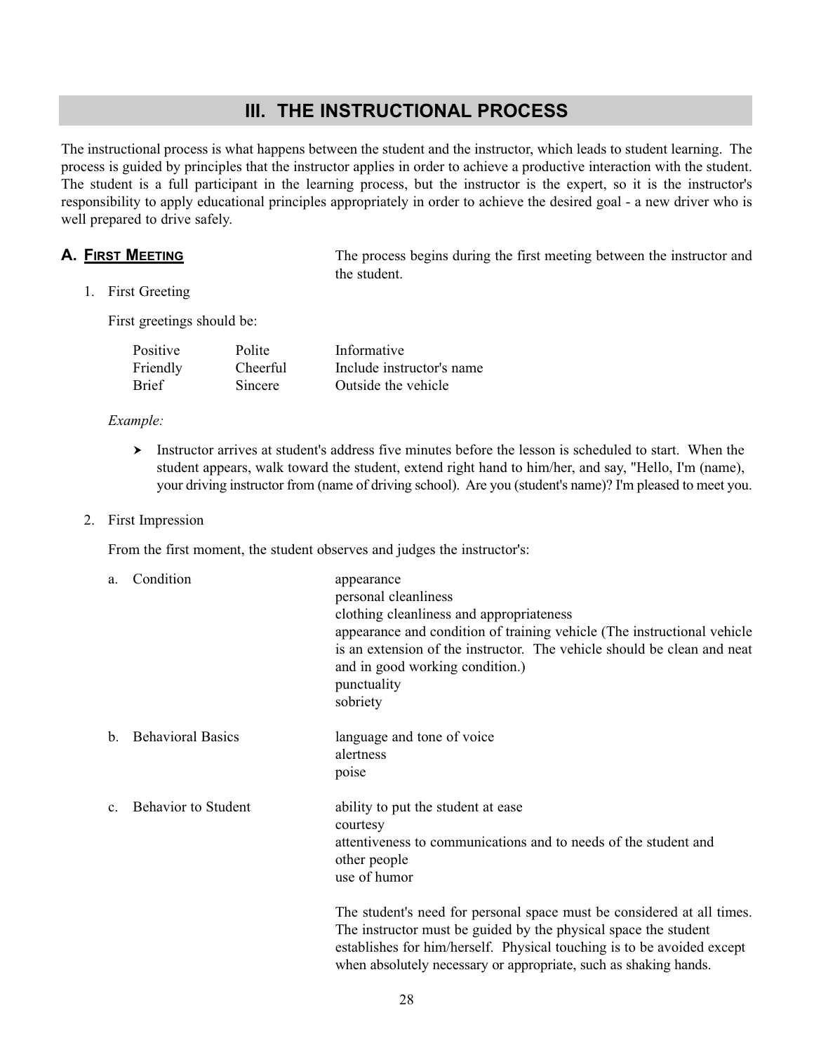# III. THE INSTRUCTIONAL PROCESS

The instructional process is what happens between the student and the instructor, which leads to student learning. The process is guided by principles that the instructor applies in order to achieve a productive interaction with the student. The student is a full participant in the learning process, but the instructor is the expert, so it is the instructor's responsibility to apply educational principles appropriately in order to achieve the desired goal - a new driver who is well prepared to drive safely.

## A. FIRST MEETING

The process begins during the first meeting between the instructor and the student.

1. First Greeting

   First greetings should be:

| | | |
|---|---|---|
| Positive | Polite | Informative |
| Friendly | Cheerful | Include instructor's name |
| Brief | Sincere | Outside the vehicle |

   *Example:*

   - Instructor arrives at student's address five minutes before the lesson is scheduled to start. When the student appears, walk toward the student, extend right hand to him/her, and say, "Hello, I'm (name), your driving instructor from (name of driving school). Are you (student's name)? I'm pleased to meet you.

2. First Impression

   From the first moment, the student observes and judges the instructor's:

   a. Condition
      - appearance
      - personal cleanliness
      - clothing cleanliness and appropriateness
      - appearance and condition of training vehicle (The instructional vehicle is an extension of the instructor. The vehicle should be clean and neat and in good working condition.)
      - punctuality
      - sobriety

   b. Behavioral Basics
      - language and tone of voice
      - alertness
      - poise

   c. Behavior to Student
      - ability to put the student at ease
      - courtesy
      - attentiveness to communications and to needs of the student and other people
      - use of humor

      The student's need for personal space must be considered at all times. The instructor must be guided by the physical space the student establishes for him/herself. Physical touching is to be avoided except when absolutely necessary or appropriate, such as shaking hands.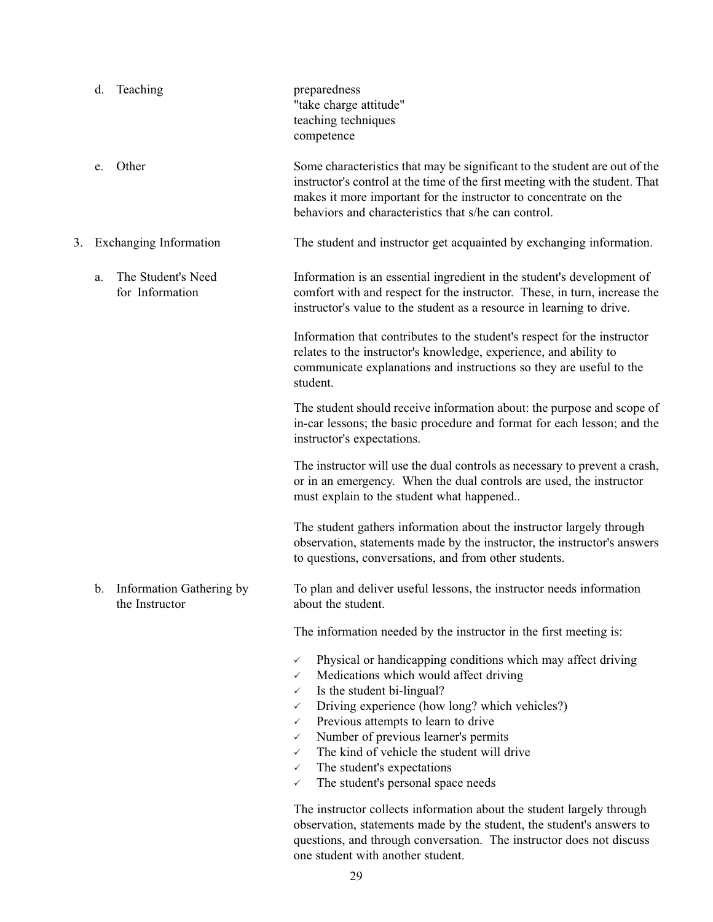d. Teaching

preparedness
"take charge attitude"
teaching techniques
competence

e. Other

Some characteristics that may be significant to the student are out of the instructor's control at the time of the first meeting with the student. That makes it more important for the instructor to concentrate on the behaviors and characteristics that s/he can control.

3. Exchanging Information

The student and instructor get acquainted by exchanging information.

a. The Student's Need for Information

Information is an essential ingredient in the student's development of comfort with and respect for the instructor. These, in turn, increase the instructor's value to the student as a resource in learning to drive.

Information that contributes to the student's respect for the instructor relates to the instructor's knowledge, experience, and ability to communicate explanations and instructions so they are useful to the student.

The student should receive information about: the purpose and scope of in-car lessons; the basic procedure and format for each lesson; and the instructor's expectations.

The instructor will use the dual controls as necessary to prevent a crash, or in an emergency. When the dual controls are used, the instructor must explain to the student what happened..

The student gathers information about the instructor largely through observation, statements made by the instructor, the instructor's answers to questions, conversations, and from other students.

b. Information Gathering by the Instructor

To plan and deliver useful lessons, the instructor needs information about the student.

The information needed by the instructor in the first meeting is:

- ✓ Physical or handicapping conditions which may affect driving
- ✓ Medications which would affect driving
- ✓ Is the student bi-lingual?
- ✓ Driving experience (how long? which vehicles?)
- ✓ Previous attempts to learn to drive
- ✓ Number of previous learner's permits
- ✓ The kind of vehicle the student will drive
- ✓ The student's expectations
- ✓ The student's personal space needs

The instructor collects information about the student largely through observation, statements made by the student, the student's answers to questions, and through conversation. The instructor does not discuss one student with another student.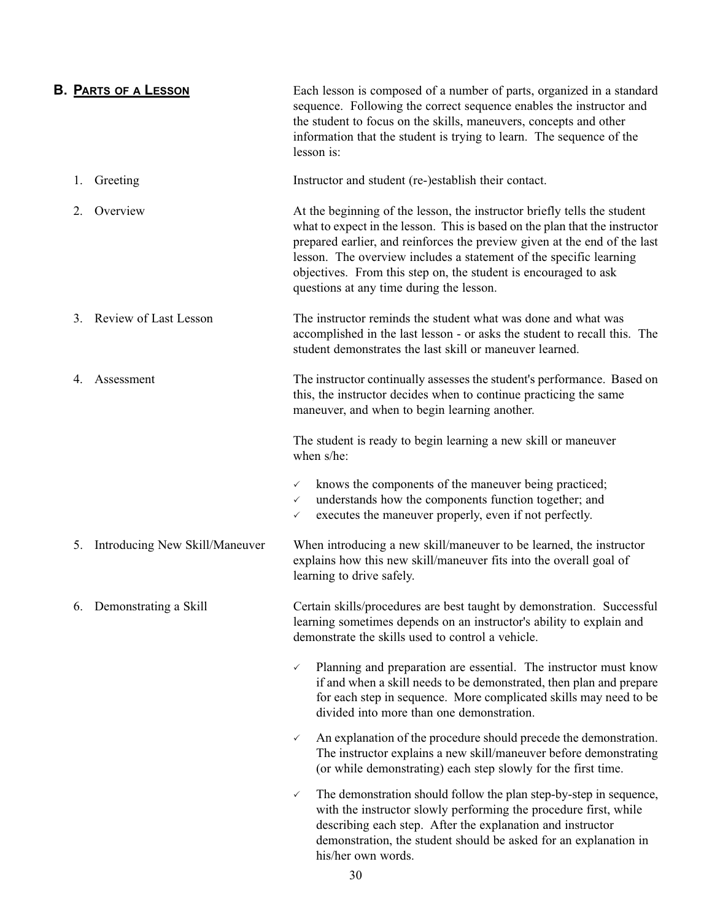## B. Parts of a Lesson

Each lesson is composed of a number of parts, organized in a standard sequence. Following the correct sequence enables the instructor and the student to focus on the skills, maneuvers, concepts and other information that the student is trying to learn. The sequence of the lesson is:

1. **Greeting**

   Instructor and student (re-)establish their contact.

2. **Overview**

   At the beginning of the lesson, the instructor briefly tells the student what to expect in the lesson. This is based on the plan that the instructor prepared earlier, and reinforces the preview given at the end of the last lesson. The overview includes a statement of the specific learning objectives. From this step on, the student is encouraged to ask questions at any time during the lesson.

3. **Review of Last Lesson**

   The instructor reminds the student what was done and what was accomplished in the last lesson - or asks the student to recall this. The student demonstrates the last skill or maneuver learned.

4. **Assessment**

   The instructor continually assesses the student's performance. Based on this, the instructor decides when to continue practicing the same maneuver, and when to begin learning another.

   The student is ready to begin learning a new skill or maneuver when s/he:

   - ✓ knows the components of the maneuver being practiced;
   - ✓ understands how the components function together; and
   - ✓ executes the maneuver properly, even if not perfectly.

5. **Introducing New Skill/Maneuver**

   When introducing a new skill/maneuver to be learned, the instructor explains how this new skill/maneuver fits into the overall goal of learning to drive safely.

6. **Demonstrating a Skill**

   Certain skills/procedures are best taught by demonstration. Successful learning sometimes depends on an instructor's ability to explain and demonstrate the skills used to control a vehicle.

   - ✓ Planning and preparation are essential. The instructor must know if and when a skill needs to be demonstrated, then plan and prepare for each step in sequence. More complicated skills may need to be divided into more than one demonstration.
   - ✓ An explanation of the procedure should precede the demonstration. The instructor explains a new skill/maneuver before demonstrating (or while demonstrating) each step slowly for the first time.
   - ✓ The demonstration should follow the plan step-by-step in sequence, with the instructor slowly performing the procedure first, while describing each step. After the explanation and instructor demonstration, the student should be asked for an explanation in his/her own words.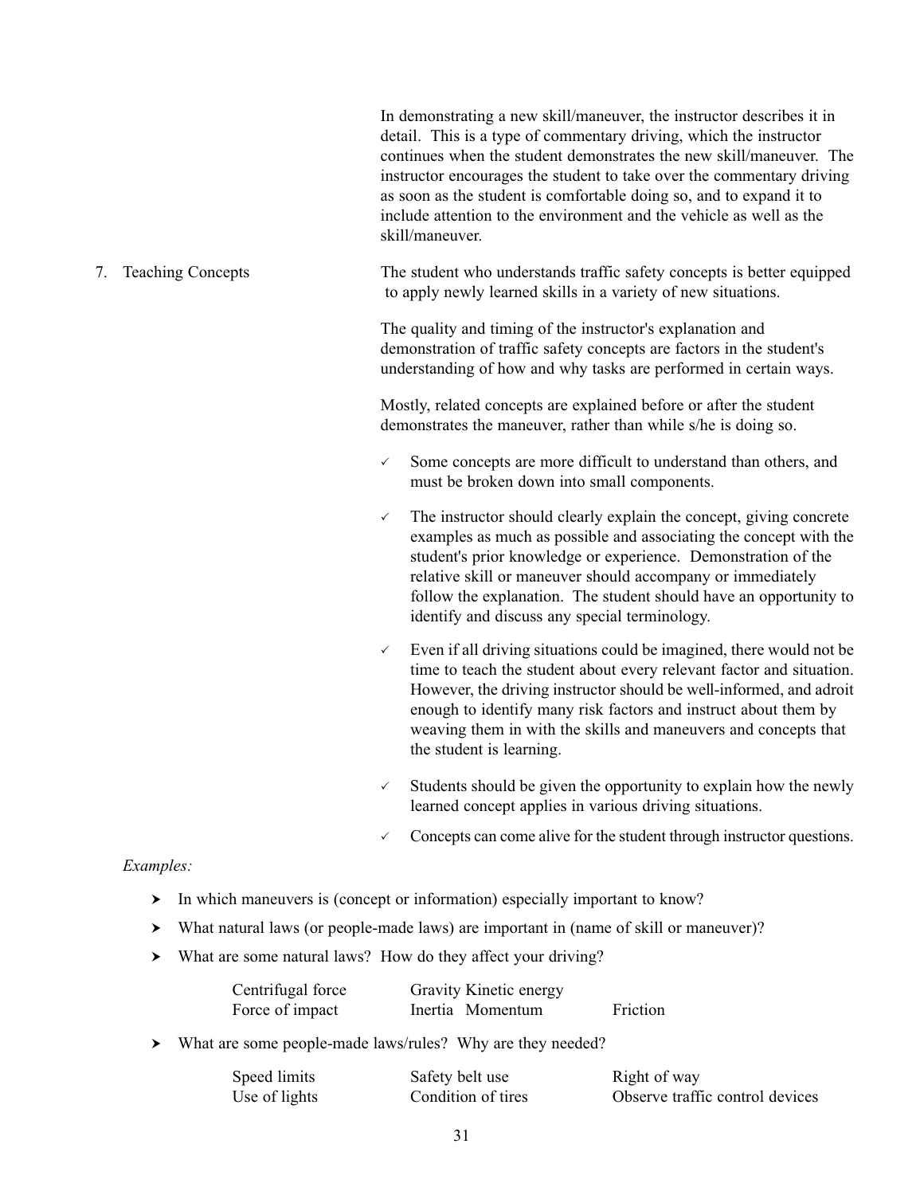In demonstrating a new skill/maneuver, the instructor describes it in detail. This is a type of commentary driving, which the instructor continues when the student demonstrates the new skill/maneuver. The instructor encourages the student to take over the commentary driving as soon as the student is comfortable doing so, and to expand it to include attention to the environment and the vehicle as well as the skill/maneuver.

## 7. Teaching Concepts

The student who understands traffic safety concepts is better equipped to apply newly learned skills in a variety of new situations.

The quality and timing of the instructor's explanation and demonstration of traffic safety concepts are factors in the student's understanding of how and why tasks are performed in certain ways.

Mostly, related concepts are explained before or after the student demonstrates the maneuver, rather than while s/he is doing so.

- ✓ Some concepts are more difficult to understand than others, and must be broken down into small components.
- ✓ The instructor should clearly explain the concept, giving concrete examples as much as possible and associating the concept with the student's prior knowledge or experience. Demonstration of the relative skill or maneuver should accompany or immediately follow the explanation. The student should have an opportunity to identify and discuss any special terminology.
- ✓ Even if all driving situations could be imagined, there would not be time to teach the student about every relevant factor and situation. However, the driving instructor should be well-informed, and adroit enough to identify many risk factors and instruct about them by weaving them in with the skills and maneuvers and concepts that the student is learning.
- ✓ Students should be given the opportunity to explain how the newly learned concept applies in various driving situations.
- ✓ Concepts can come alive for the student through instructor questions.

*Examples:*

- In which maneuvers is (concept or information) especially important to know?
- What natural laws (or people-made laws) are important in (name of skill or maneuver)?
- What are some natural laws? How do they affect your driving?

| | | |
|---|---|---|
| Centrifugal force | Gravity Kinetic energy | |
| Force of impact | Inertia Momentum | Friction |

- What are some people-made laws/rules? Why are they needed?

| | | |
|---|---|---|
| Speed limits | Safety belt use | Right of way |
| Use of lights | Condition of tires | Observe traffic control devices |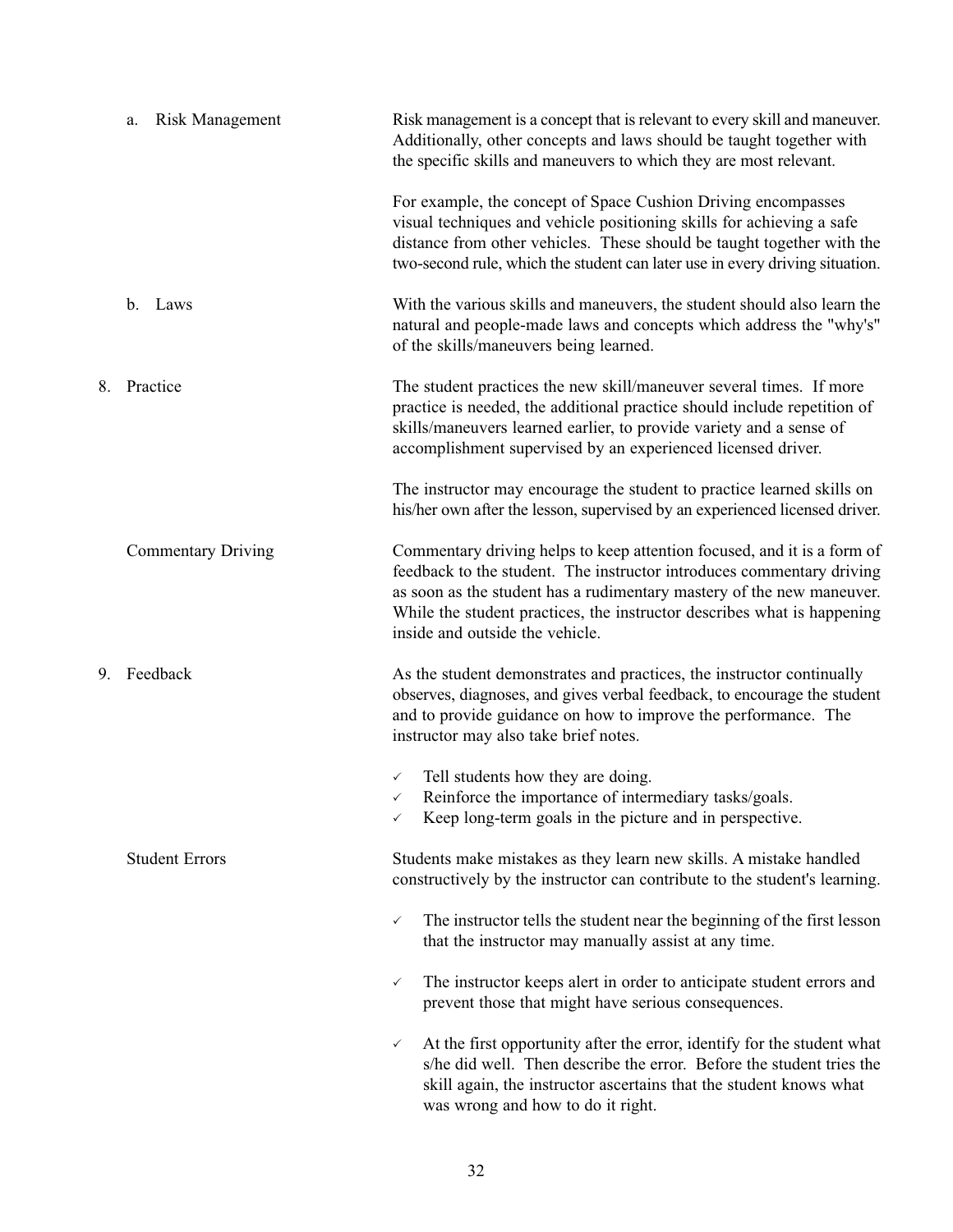a. Risk Management

Risk management is a concept that is relevant to every skill and maneuver. Additionally, other concepts and laws should be taught together with the specific skills and maneuvers to which they are most relevant.

For example, the concept of Space Cushion Driving encompasses visual techniques and vehicle positioning skills for achieving a safe distance from other vehicles. These should be taught together with the two-second rule, which the student can later use in every driving situation.

b. Laws

With the various skills and maneuvers, the student should also learn the natural and people-made laws and concepts which address the "why's" of the skills/maneuvers being learned.

8. Practice

The student practices the new skill/maneuver several times. If more practice is needed, the additional practice should include repetition of skills/maneuvers learned earlier, to provide variety and a sense of accomplishment supervised by an experienced licensed driver.

The instructor may encourage the student to practice learned skills on his/her own after the lesson, supervised by an experienced licensed driver.

Commentary Driving

Commentary driving helps to keep attention focused, and it is a form of feedback to the student. The instructor introduces commentary driving as soon as the student has a rudimentary mastery of the new maneuver. While the student practices, the instructor describes what is happening inside and outside the vehicle.

9. Feedback

As the student demonstrates and practices, the instructor continually observes, diagnoses, and gives verbal feedback, to encourage the student and to provide guidance on how to improve the performance. The instructor may also take brief notes.

- ✓ Tell students how they are doing.
- ✓ Reinforce the importance of intermediary tasks/goals.
- ✓ Keep long-term goals in the picture and in perspective.

Student Errors

Students make mistakes as they learn new skills. A mistake handled constructively by the instructor can contribute to the student's learning.

- ✓ The instructor tells the student near the beginning of the first lesson that the instructor may manually assist at any time.
- ✓ The instructor keeps alert in order to anticipate student errors and prevent those that might have serious consequences.
- ✓ At the first opportunity after the error, identify for the student what s/he did well. Then describe the error. Before the student tries the skill again, the instructor ascertains that the student knows what was wrong and how to do it right.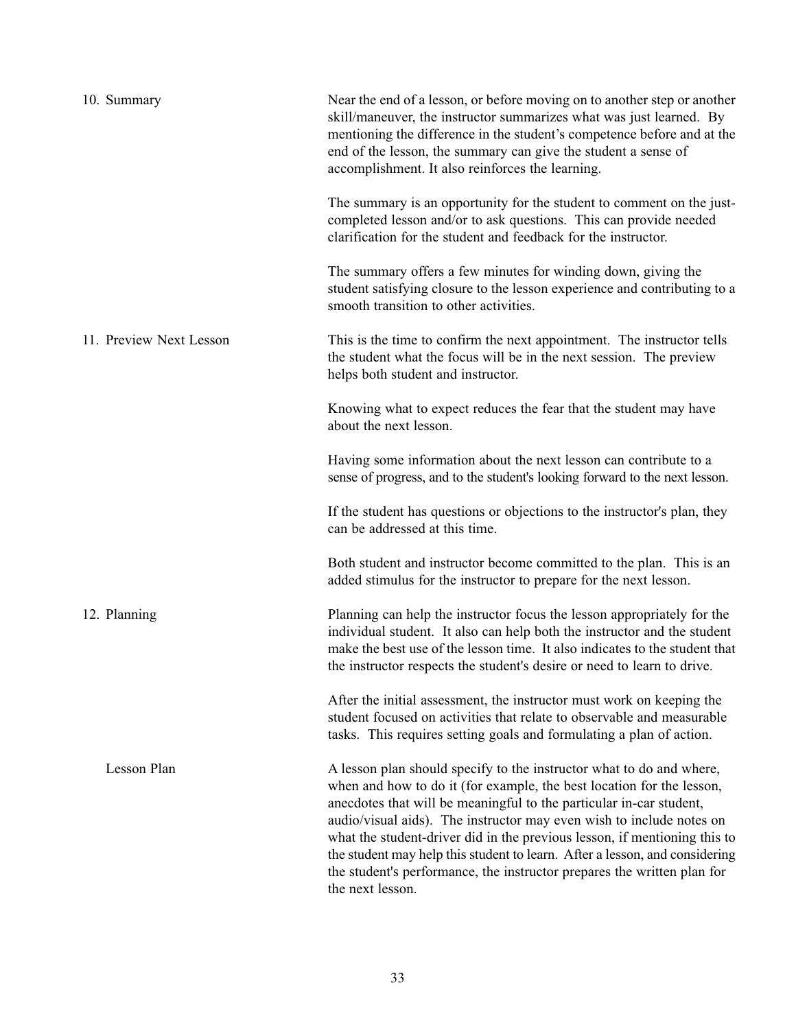**10. Summary**

Near the end of a lesson, or before moving on to another step or another skill/maneuver, the instructor summarizes what was just learned. By mentioning the difference in the student's competence before and at the end of the lesson, the summary can give the student a sense of accomplishment. It also reinforces the learning.

The summary is an opportunity for the student to comment on the just-completed lesson and/or to ask questions. This can provide needed clarification for the student and feedback for the instructor.

The summary offers a few minutes for winding down, giving the student satisfying closure to the lesson experience and contributing to a smooth transition to other activities.

**11. Preview Next Lesson**

This is the time to confirm the next appointment. The instructor tells the student what the focus will be in the next session. The preview helps both student and instructor.

Knowing what to expect reduces the fear that the student may have about the next lesson.

Having some information about the next lesson can contribute to a sense of progress, and to the student's looking forward to the next lesson.

If the student has questions or objections to the instructor's plan, they can be addressed at this time.

Both student and instructor become committed to the plan. This is an added stimulus for the instructor to prepare for the next lesson.

**12. Planning**

Planning can help the instructor focus the lesson appropriately for the individual student. It also can help both the instructor and the student make the best use of the lesson time. It also indicates to the student that the instructor respects the student's desire or need to learn to drive.

After the initial assessment, the instructor must work on keeping the student focused on activities that relate to observable and measurable tasks. This requires setting goals and formulating a plan of action.

**Lesson Plan**

A lesson plan should specify to the instructor what to do and where, when and how to do it (for example, the best location for the lesson, anecdotes that will be meaningful to the particular in-car student, audio/visual aids). The instructor may even wish to include notes on what the student-driver did in the previous lesson, if mentioning this to the student may help this student to learn. After a lesson, and considering the student's performance, the instructor prepares the written plan for the next lesson.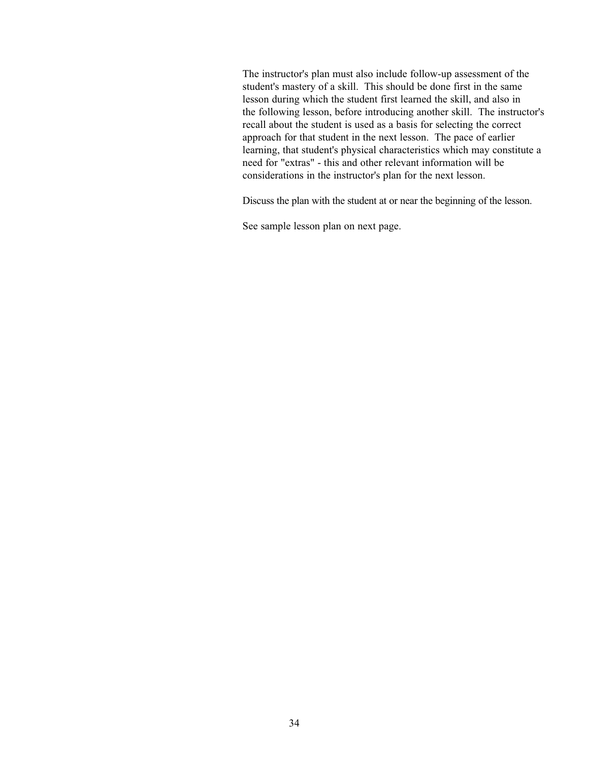The instructor's plan must also include follow-up assessment of the student's mastery of a skill. This should be done first in the same lesson during which the student first learned the skill, and also in the following lesson, before introducing another skill. The instructor's recall about the student is used as a basis for selecting the correct approach for that student in the next lesson. The pace of earlier learning, that student's physical characteristics which may constitute a need for "extras" - this and other relevant information will be considerations in the instructor's plan for the next lesson.

Discuss the plan with the student at or near the beginning of the lesson.

See sample lesson plan on next page.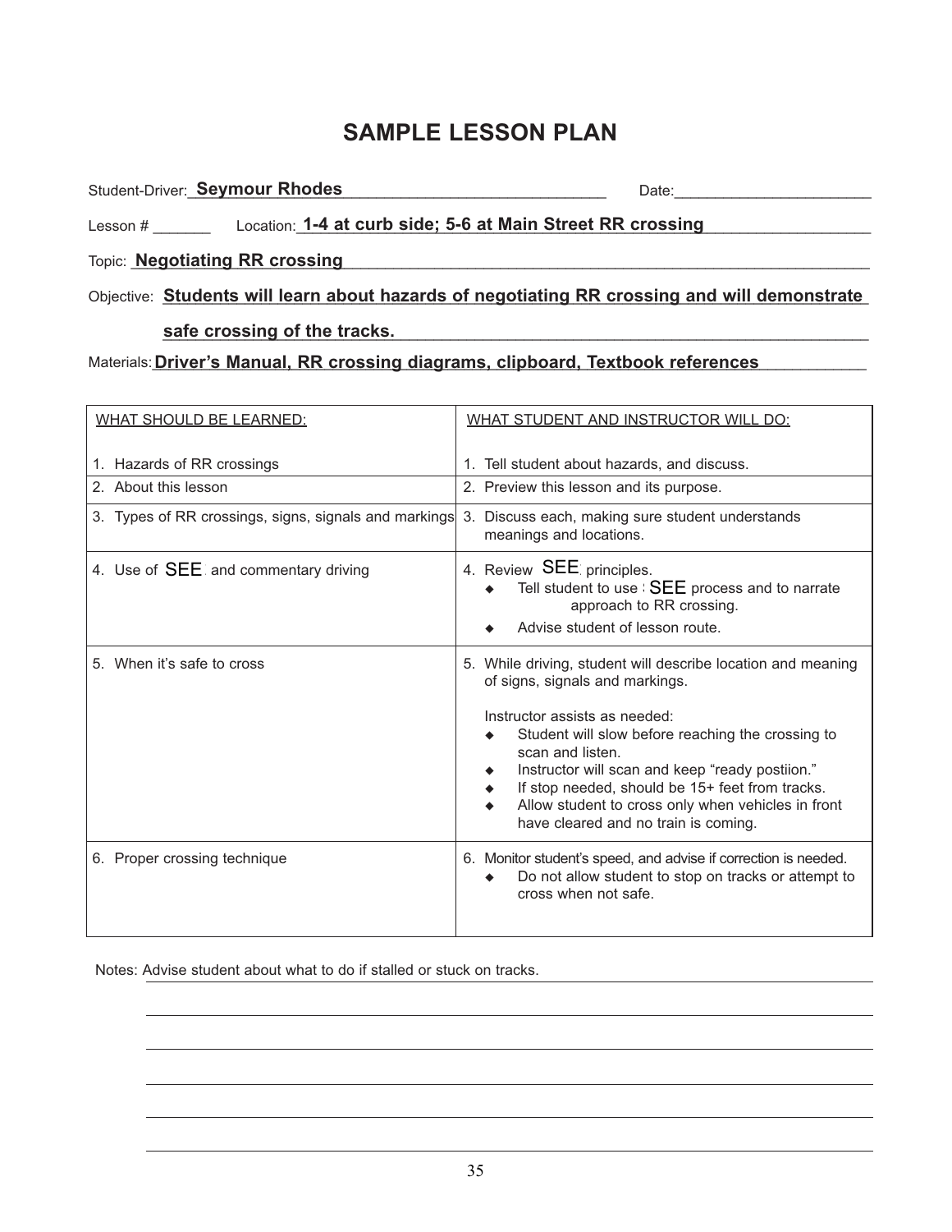# SAMPLE LESSON PLAN

Student-Driver: **Seymour Rhodes** Date:_______________________

Lesson # _______ Location: **1-4 at curb side; 5-6 at Main Street RR crossing**

Topic: **Negotiating RR crossing**

Objective: **Students will learn about hazards of negotiating RR crossing and will demonstrate safe crossing of the tracks.**

Materials: **Driver's Manual, RR crossing diagrams, clipboard, Textbook references**

| WHAT SHOULD BE LEARNED: | WHAT STUDENT AND INSTRUCTOR WILL DO: |
|---|---|
| 1. Hazards of RR crossings | 1. Tell student about hazards, and discuss. |
| 2. About this lesson | 2. Preview this lesson and its purpose. |
| 3. Types of RR crossings, signs, signals and markings | 3. Discuss each, making sure student understands meanings and locations. |
| 4. Use of SEE and commentary driving | 4. Review SEE principles.<br>◆ Tell student to use SEE process and to narrate approach to RR crossing.<br>◆ Advise student of lesson route. |
| 5. When it's safe to cross | 5. While driving, student will describe location and meaning of signs, signals and markings.<br><br>Instructor assists as needed:<br>◆ Student will slow before reaching the crossing to scan and listen.<br>◆ Instructor will scan and keep "ready postiion."<br>◆ If stop needed, should be 15+ feet from tracks.<br>◆ Allow student to cross only when vehicles in front have cleared and no train is coming. |
| 6. Proper crossing technique | 6. Monitor student's speed, and advise if correction is needed.<br>◆ Do not allow student to stop on tracks or attempt to cross when not safe. |

Notes: Advise student about what to do if stalled or stuck on tracks.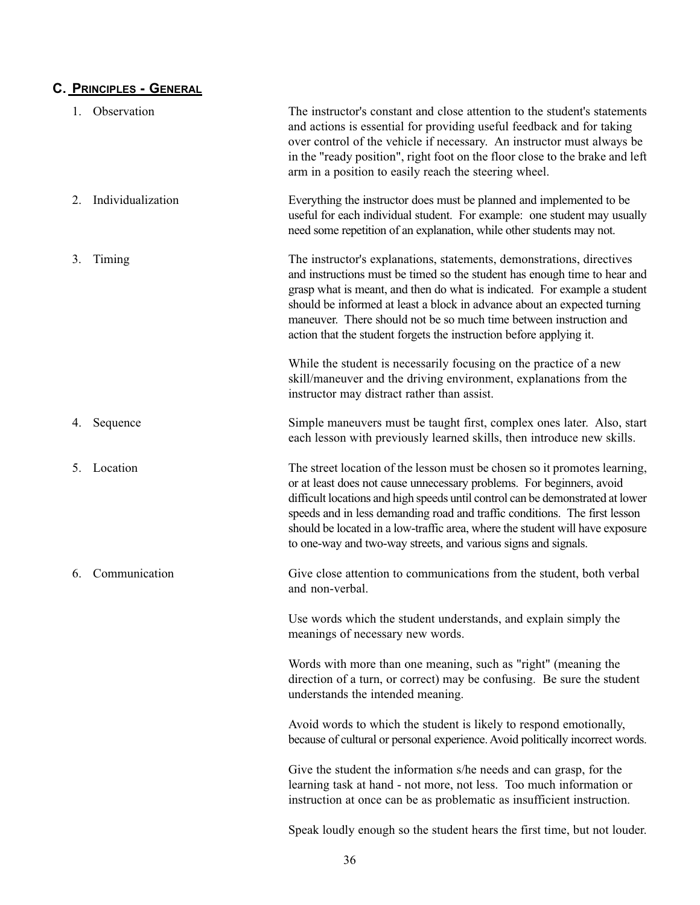## C. Principles - General

1. **Observation**

   The instructor's constant and close attention to the student's statements and actions is essential for providing useful feedback and for taking over control of the vehicle if necessary. An instructor must always be in the "ready position", right foot on the floor close to the brake and left arm in a position to easily reach the steering wheel.

2. **Individualization**

   Everything the instructor does must be planned and implemented to be useful for each individual student. For example: one student may usually need some repetition of an explanation, while other students may not.

3. **Timing**

   The instructor's explanations, statements, demonstrations, directives and instructions must be timed so the student has enough time to hear and grasp what is meant, and then do what is indicated. For example a student should be informed at least a block in advance about an expected turning maneuver. There should not be so much time between instruction and action that the student forgets the instruction before applying it.

   While the student is necessarily focusing on the practice of a new skill/maneuver and the driving environment, explanations from the instructor may distract rather than assist.

4. **Sequence**

   Simple maneuvers must be taught first, complex ones later. Also, start each lesson with previously learned skills, then introduce new skills.

5. **Location**

   The street location of the lesson must be chosen so it promotes learning, or at least does not cause unnecessary problems. For beginners, avoid difficult locations and high speeds until control can be demonstrated at lower speeds and in less demanding road and traffic conditions. The first lesson should be located in a low-traffic area, where the student will have exposure to one-way and two-way streets, and various signs and signals.

6. **Communication**

   Give close attention to communications from the student, both verbal and non-verbal.

   Use words which the student understands, and explain simply the meanings of necessary new words.

   Words with more than one meaning, such as "right" (meaning the direction of a turn, or correct) may be confusing. Be sure the student understands the intended meaning.

   Avoid words to which the student is likely to respond emotionally, because of cultural or personal experience. Avoid politically incorrect words.

   Give the student the information s/he needs and can grasp, for the learning task at hand - not more, not less. Too much information or instruction at once can be as problematic as insufficient instruction.

   Speak loudly enough so the student hears the first time, but not louder.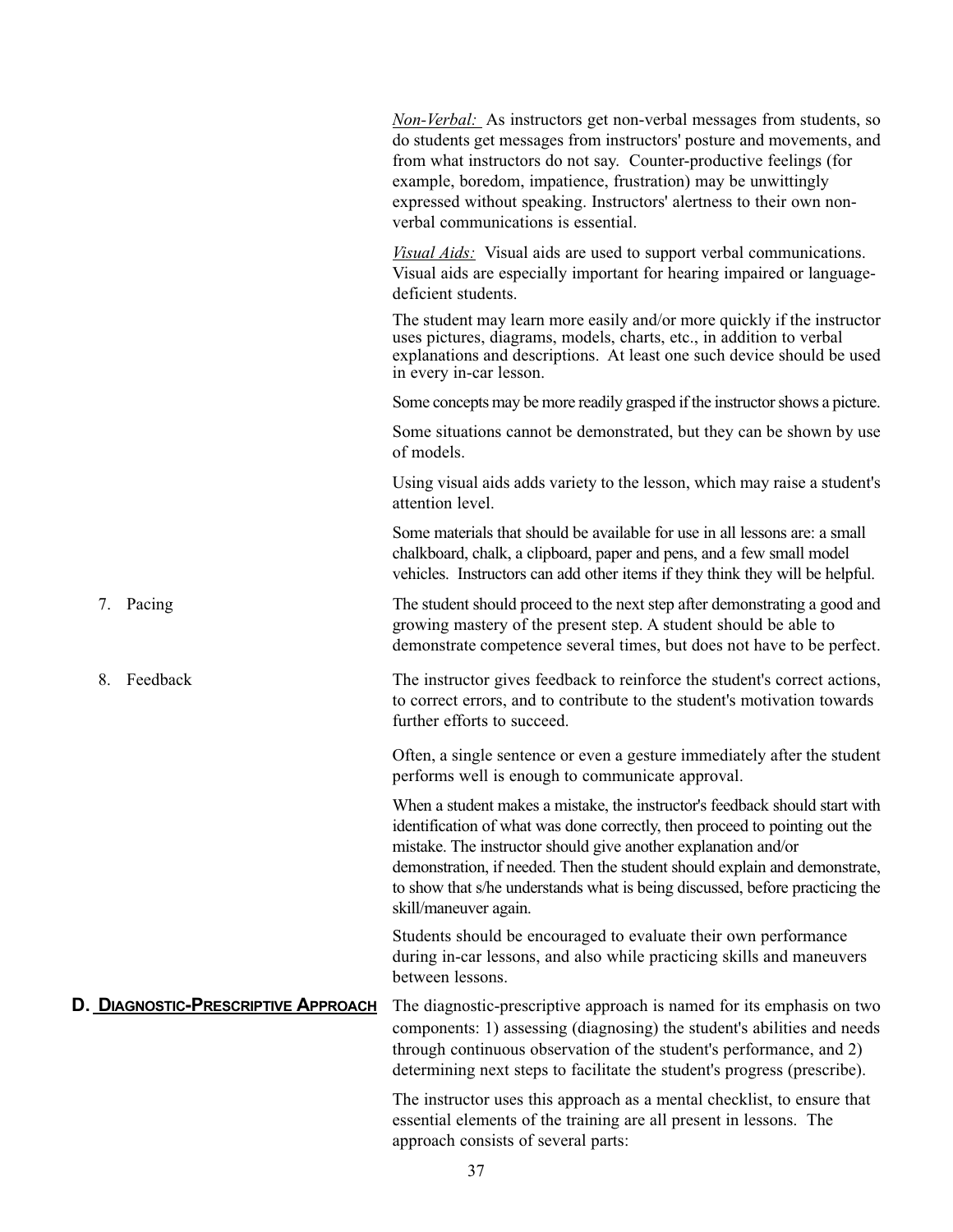*Non-Verbal:* As instructors get non-verbal messages from students, so do students get messages from instructors' posture and movements, and from what instructors do not say. Counter-productive feelings (for example, boredom, impatience, frustration) may be unwittingly expressed without speaking. Instructors' alertness to their own non-verbal communications is essential.

*Visual Aids:* Visual aids are used to support verbal communications. Visual aids are especially important for hearing impaired or language-deficient students.

The student may learn more easily and/or more quickly if the instructor uses pictures, diagrams, models, charts, etc., in addition to verbal explanations and descriptions. At least one such device should be used in every in-car lesson.

Some concepts may be more readily grasped if the instructor shows a picture.

Some situations cannot be demonstrated, but they can be shown by use of models.

Using visual aids adds variety to the lesson, which may raise a student's attention level.

Some materials that should be available for use in all lessons are: a small chalkboard, chalk, a clipboard, paper and pens, and a few small model vehicles. Instructors can add other items if they think they will be helpful.

7. Pacing

The student should proceed to the next step after demonstrating a good and growing mastery of the present step. A student should be able to demonstrate competence several times, but does not have to be perfect.

8. Feedback

The instructor gives feedback to reinforce the student's correct actions, to correct errors, and to contribute to the student's motivation towards further efforts to succeed.

Often, a single sentence or even a gesture immediately after the student performs well is enough to communicate approval.

When a student makes a mistake, the instructor's feedback should start with identification of what was done correctly, then proceed to pointing out the mistake. The instructor should give another explanation and/or demonstration, if needed. Then the student should explain and demonstrate, to show that s/he understands what is being discussed, before practicing the skill/maneuver again.

Students should be encouraged to evaluate their own performance during in-car lessons, and also while practicing skills and maneuvers between lessons.

## D. Diagnostic-Prescriptive Approach

The diagnostic-prescriptive approach is named for its emphasis on two components: 1) assessing (diagnosing) the student's abilities and needs through continuous observation of the student's performance, and 2) determining next steps to facilitate the student's progress (prescribe).

The instructor uses this approach as a mental checklist, to ensure that essential elements of the training are all present in lessons. The approach consists of several parts: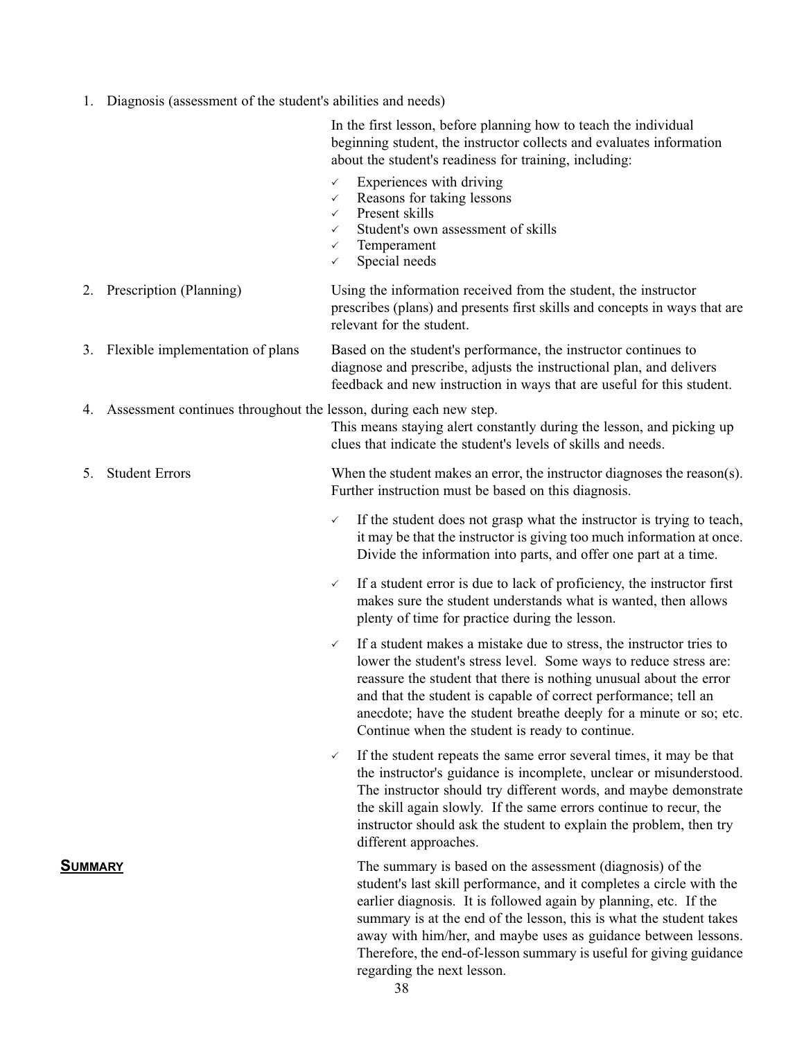1. Diagnosis (assessment of the student's abilities and needs)

   In the first lesson, before planning how to teach the individual beginning student, the instructor collects and evaluates information about the student's readiness for training, including:

   - ✓ Experiences with driving
   - ✓ Reasons for taking lessons
   - ✓ Present skills
   - ✓ Student's own assessment of skills
   - ✓ Temperament
   - ✓ Special needs

2. Prescription (Planning)

   Using the information received from the student, the instructor prescribes (plans) and presents first skills and concepts in ways that are relevant for the student.

3. Flexible implementation of plans

   Based on the student's performance, the instructor continues to diagnose and prescribe, adjusts the instructional plan, and delivers feedback and new instruction in ways that are useful for this student.

4. Assessment continues throughout the lesson, during each new step.

   This means staying alert constantly during the lesson, and picking up clues that indicate the student's levels of skills and needs.

5. Student Errors

   When the student makes an error, the instructor diagnoses the reason(s). Further instruction must be based on this diagnosis.

   - ✓ If the student does not grasp what the instructor is trying to teach, it may be that the instructor is giving too much information at once. Divide the information into parts, and offer one part at a time.
   - ✓ If a student error is due to lack of proficiency, the instructor first makes sure the student understands what is wanted, then allows plenty of time for practice during the lesson.
   - ✓ If a student makes a mistake due to stress, the instructor tries to lower the student's stress level. Some ways to reduce stress are: reassure the student that there is nothing unusual about the error and that the student is capable of correct performance; tell an anecdote; have the student breathe deeply for a minute or so; etc. Continue when the student is ready to continue.
   - ✓ If the student repeats the same error several times, it may be that the instructor's guidance is incomplete, unclear or misunderstood. The instructor should try different words, and maybe demonstrate the skill again slowly. If the same errors continue to recur, the instructor should ask the student to explain the problem, then try different approaches.

**SUMMARY**

The summary is based on the assessment (diagnosis) of the student's last skill performance, and it completes a circle with the earlier diagnosis. It is followed again by planning, etc. If the summary is at the end of the lesson, this is what the student takes away with him/her, and maybe uses as guidance between lessons. Therefore, the end-of-lesson summary is useful for giving guidance regarding the next lesson.